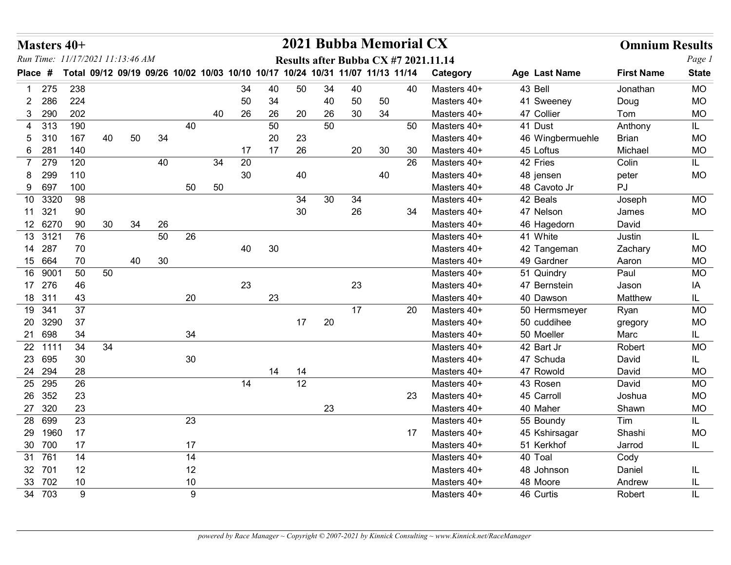# Masters 40+

## 2021 Bubba Memorial CX

**Omnium Results**

*Run Time: 11/17/2021 11:13:46 AM*

**Results after Bubba CX #7 2021.11.14**

| Place | # | Total | 09/12 | 09/19 | 09/26 | 10/02 | 10/03 | 10/10 | 10/17 | 10/24 | 10/31 | 11/07 | 11/13 | 11/14 | Category | Age | Last Name | First Name | State |
|---|---|---|---|---|---|---|---|---|---|---|---|---|---|---|---|---|---|---|---|
| 1 | 275 | 238 | | | | | | 34 | 40 | 50 | 34 | 40 | | 40 | Masters 40+ | 43 | Bell | Jonathan | MO |
| 2 | 286 | 224 | | | | | | 50 | 34 | | 40 | 50 | 50 | | Masters 40+ | 41 | Sweeney | Doug | MO |
| 3 | 290 | 202 | | | | | 40 | 26 | 26 | 20 | 26 | 30 | 34 | | Masters 40+ | 47 | Collier | Tom | MO |
| 4 | 313 | 190 | | | | 40 | | | 50 | | 50 | | | 50 | Masters 40+ | 41 | Dust | Anthony | IL |
| 5 | 310 | 167 | 40 | 50 | 34 | | | | 20 | 23 | | | | | Masters 40+ | 46 | Wingbermuehle | Brian | MO |
| 6 | 281 | 140 | | | | | | 17 | 17 | 26 | | 20 | 30 | 30 | Masters 40+ | 45 | Loftus | Michael | MO |
| 7 | 279 | 120 | | | 40 | | 34 | 20 | | | | | | 26 | Masters 40+ | 42 | Fries | Colin | IL |
| 8 | 299 | 110 | | | | | | 30 | | 40 | | | 40 | | Masters 40+ | 48 | jensen | peter | MO |
| 9 | 697 | 100 | | | | 50 | 50 | | | | | | | | Masters 40+ | 48 | Cavoto Jr | PJ | |
| 10 | 3320 | 98 | | | | | | | | 34 | 30 | 34 | | | Masters 40+ | 42 | Beals | Joseph | MO |
| 11 | 321 | 90 | | | | | | | | 30 | | 26 | | 34 | Masters 40+ | 47 | Nelson | James | MO |
| 12 | 6270 | 90 | 30 | 34 | 26 | | | | | | | | | | Masters 40+ | 46 | Hagedorn | David | |
| 13 | 3121 | 76 | | | 50 | 26 | | | | | | | | | Masters 40+ | 41 | White | Justin | IL |
| 14 | 287 | 70 | | | | | | 40 | 30 | | | | | | Masters 40+ | 42 | Tangeman | Zachary | MO |
| 15 | 664 | 70 | | 40 | 30 | | | | | | | | | | Masters 40+ | 49 | Gardner | Aaron | MO |
| 16 | 9001 | 50 | 50 | | | | | | | | | | | | Masters 40+ | 51 | Quindry | Paul | MO |
| 17 | 276 | 46 | | | | | | 23 | | | | 23 | | | Masters 40+ | 47 | Bernstein | Jason | IA |
| 18 | 311 | 43 | | | | 20 | | | 23 | | | | | | Masters 40+ | 40 | Dawson | Matthew | IL |
| 19 | 341 | 37 | | | | | | | | | | 17 | | 20 | Masters 40+ | 50 | Hermsmeyer | Ryan | MO |
| 20 | 3290 | 37 | | | | | | | | 17 | 20 | | | | Masters 40+ | 50 | cuddihee | gregory | MO |
| 21 | 698 | 34 | | | | 34 | | | | | | | | | Masters 40+ | 50 | Moeller | Marc | IL |
| 22 | 1111 | 34 | 34 | | | | | | | | | | | | Masters 40+ | 42 | Bart Jr | Robert | MO |
| 23 | 695 | 30 | | | | 30 | | | | | | | | | Masters 40+ | 47 | Schuda | David | IL |
| 24 | 294 | 28 | | | | | | | 14 | 14 | | | | | Masters 40+ | 47 | Rowold | David | MO |
| 25 | 295 | 26 | | | | | | 14 | | 12 | | | | | Masters 40+ | 43 | Rosen | David | MO |
| 26 | 352 | 23 | | | | | | | | | | | | 23 | Masters 40+ | 45 | Carroll | Joshua | MO |
| 27 | 320 | 23 | | | | | | | | | 23 | | | | Masters 40+ | 40 | Maher | Shawn | MO |
| 28 | 699 | 23 | | | | 23 | | | | | | | | | Masters 40+ | 55 | Boundy | Tim | IL |
| 29 | 1960 | 17 | | | | | | | | | | | | 17 | Masters 40+ | 45 | Kshirsagar | Shashi | MO |
| 30 | 700 | 17 | | | | 17 | | | | | | | | | Masters 40+ | 51 | Kerkhof | Jarrod | IL |
| 31 | 761 | 14 | | | | 14 | | | | | | | | | Masters 40+ | 40 | Toal | Cody | |
| 32 | 701 | 12 | | | | 12 | | | | | | | | | Masters 40+ | 48 | Johnson | Daniel | IL |
| 33 | 702 | 10 | | | | 10 | | | | | | | | | Masters 40+ | 48 | Moore | Andrew | IL |
| 34 | 703 | 9 | | | | 9 | | | | | | | | | Masters 40+ | 46 | Curtis | Robert | IL |

*powered by Race Manager ~ Copyright © 2007-2021 by Kinnick Consulting ~ www.Kinnick.net/RaceManager*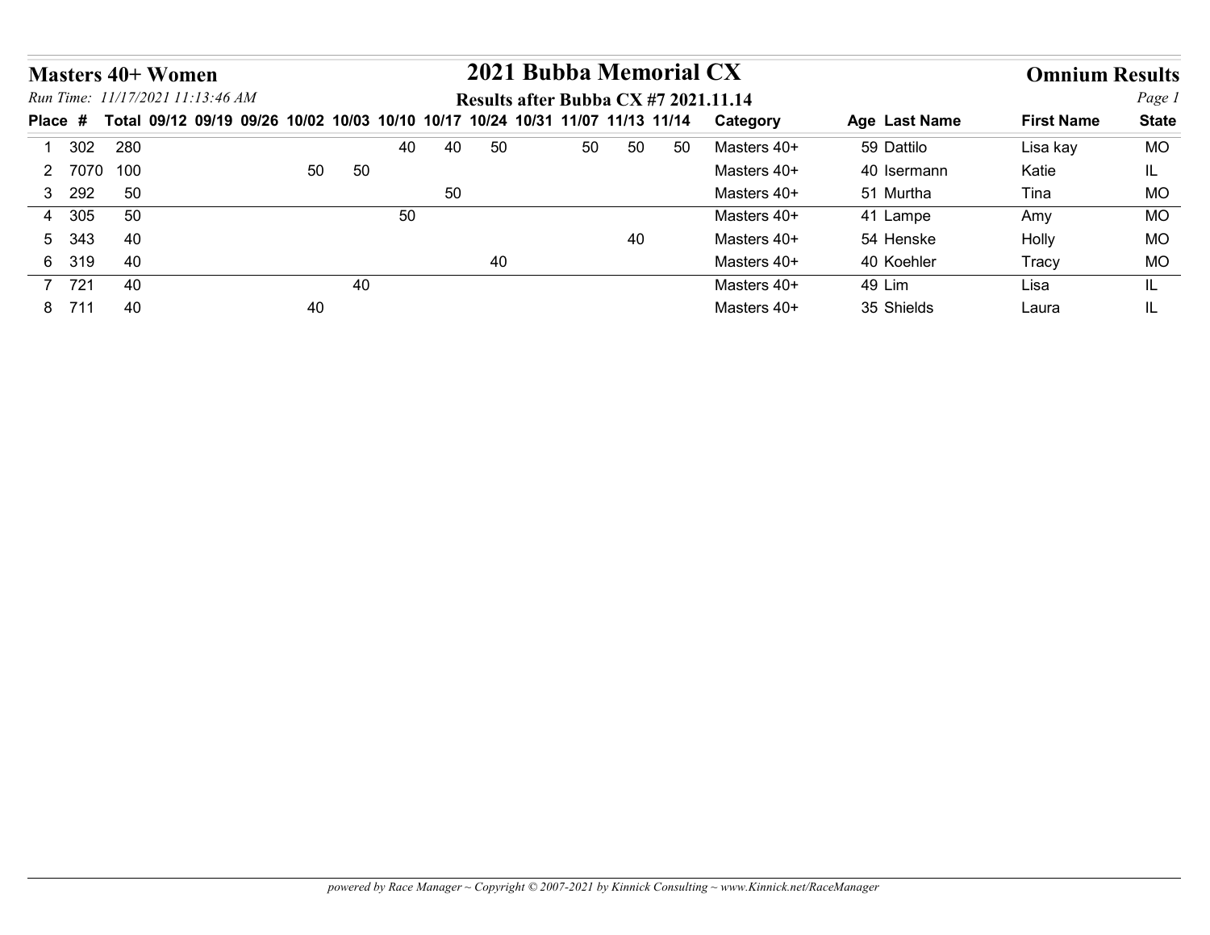# Masters 40+ Women

## 2021 Bubba Memorial CX

**Omnium Results**

*Run Time: 11/17/2021 11:13:46 AM*

**Results after Bubba CX #7 2021.11.14**

| Place | # | Total | 09/12 | 09/19 | 09/26 | 10/02 | 10/03 | 10/10 | 10/17 | 10/24 | 10/31 | 11/07 | 11/13 | 11/14 | Category | Age | Last Name | First Name | State |
|---|---|---|---|---|---|---|---|---|---|---|---|---|---|---|---|---|---|---|---|
| 1 | 302 | 280 | | | | | | 40 | 40 | 50 | | 50 | 50 | 50 | Masters 40+ | 59 | Dattilo | Lisa kay | MO |
| 2 | 7070 | 100 | | | | 50 | 50 | | | | | | | | Masters 40+ | 40 | Isermann | Katie | IL |
| 3 | 292 | 50 | | | | | | | 50 | | | | | | Masters 40+ | 51 | Murtha | Tina | MO |
| 4 | 305 | 50 | | | | | | 50 | | | | | | | Masters 40+ | 41 | Lampe | Amy | MO |
| 5 | 343 | 40 | | | | | | | | | | | 40 | | Masters 40+ | 54 | Henske | Holly | MO |
| 6 | 319 | 40 | | | | | | | | 40 | | | | | Masters 40+ | 40 | Koehler | Tracy | MO |
| 7 | 721 | 40 | | | | | 40 | | | | | | | | Masters 40+ | 49 | Lim | Lisa | IL |
| 8 | 711 | 40 | | | | 40 | | | | | | | | | Masters 40+ | 35 | Shields | Laura | IL |

*powered by Race Manager ~ Copyright © 2007-2021 by Kinnick Consulting ~ www.Kinnick.net/RaceManager*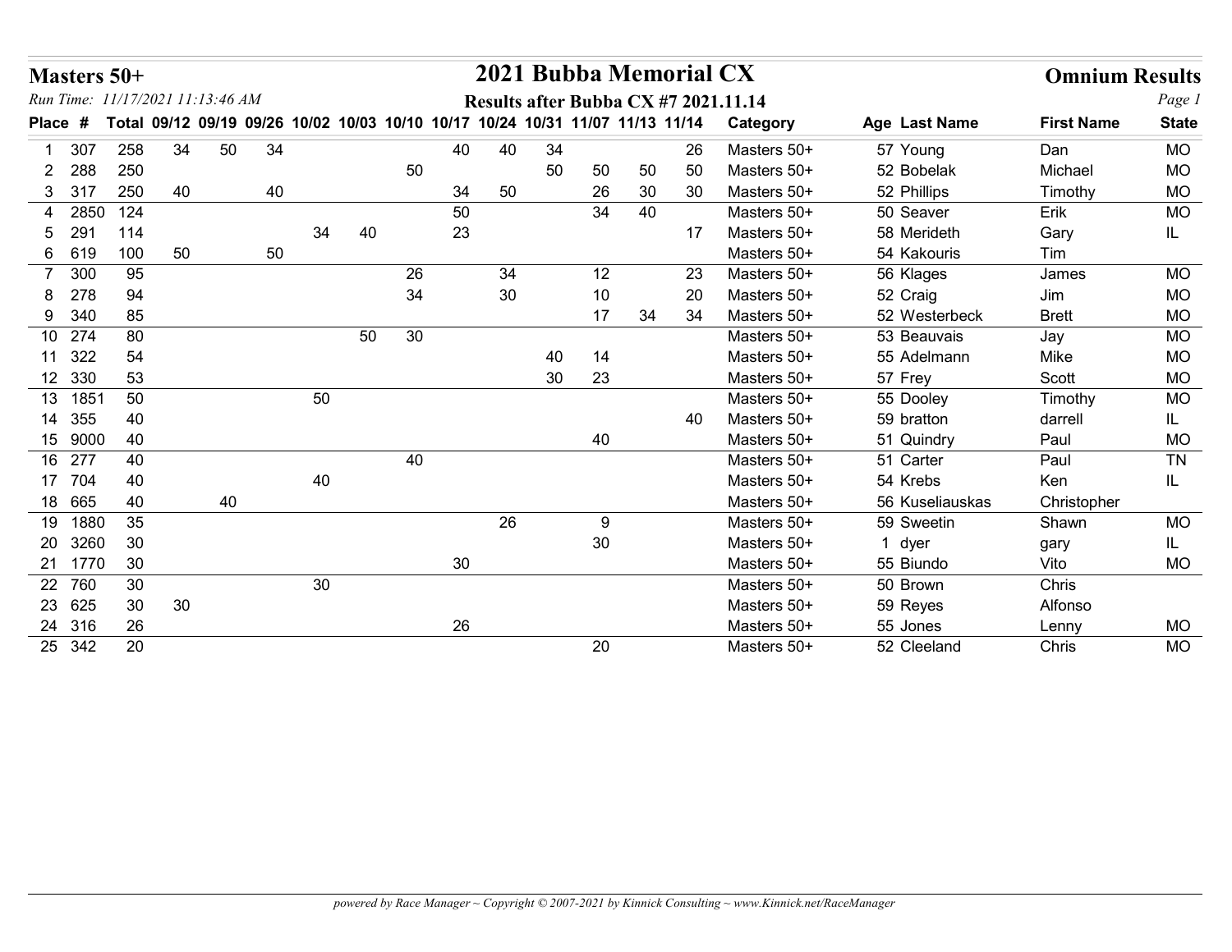# Masters 50+

# 2021 Bubba Memorial CX

## Omnium Results

*Run Time: 11/17/2021 11:13:46 AM*

**Results after Bubba CX #7 2021.11.14**

| Place | # | Total | 09/12 | 09/19 | 09/26 | 10/02 | 10/03 | 10/10 | 10/17 | 10/24 | 10/31 | 11/07 | 11/13 | 11/14 | Category | Age | Last Name | First Name | State |
|---|---|---|---|---|---|---|---|---|---|---|---|---|---|---|---|---|---|---|---|
| 1 | 307 | 258 | 34 | 50 | 34 | | | | 40 | 40 | 34 | | | 26 | Masters 50+ | 57 | Young | Dan | MO |
| 2 | 288 | 250 | | | | | | 50 | | | 50 | 50 | 50 | 50 | Masters 50+ | 52 | Bobelak | Michael | MO |
| 3 | 317 | 250 | 40 | | 40 | | | | 34 | 50 | | 26 | 30 | 30 | Masters 50+ | 52 | Phillips | Timothy | MO |
| 4 | 2850 | 124 | | | | | | | 50 | | | 34 | 40 | | Masters 50+ | 50 | Seaver | Erik | MO |
| 5 | 291 | 114 | | | | 34 | 40 | | 23 | | | | | 17 | Masters 50+ | 58 | Merideth | Gary | IL |
| 6 | 619 | 100 | 50 | | 50 | | | | | | | | | | Masters 50+ | 54 | Kakouris | Tim | |
| 7 | 300 | 95 | | | | | | 26 | | 34 | | 12 | | 23 | Masters 50+ | 56 | Klages | James | MO |
| 8 | 278 | 94 | | | | | | 34 | | 30 | | 10 | | 20 | Masters 50+ | 52 | Craig | Jim | MO |
| 9 | 340 | 85 | | | | | | | | | | 17 | 34 | 34 | Masters 50+ | 52 | Westerbeck | Brett | MO |
| 10 | 274 | 80 | | | | | 50 | 30 | | | | | | | Masters 50+ | 53 | Beauvais | Jay | MO |
| 11 | 322 | 54 | | | | | | | | | 40 | 14 | | | Masters 50+ | 55 | Adelmann | Mike | MO |
| 12 | 330 | 53 | | | | | | | | | 30 | 23 | | | Masters 50+ | 57 | Frey | Scott | MO |
| 13 | 1851 | 50 | | | | 50 | | | | | | | | | Masters 50+ | 55 | Dooley | Timothy | MO |
| 14 | 355 | 40 | | | | | | | | | | | | 40 | Masters 50+ | 59 | bratton | darrell | IL |
| 15 | 9000 | 40 | | | | | | | | | | 40 | | | Masters 50+ | 51 | Quindry | Paul | MO |
| 16 | 277 | 40 | | | | | | 40 | | | | | | | Masters 50+ | 51 | Carter | Paul | TN |
| 17 | 704 | 40 | | | | 40 | | | | | | | | | Masters 50+ | 54 | Krebs | Ken | IL |
| 18 | 665 | 40 | | 40 | | | | | | | | | | | Masters 50+ | 56 | Kuseliauskas | Christopher | |
| 19 | 1880 | 35 | | | | | | | | 26 | | 9 | | | Masters 50+ | 59 | Sweetin | Shawn | MO |
| 20 | 3260 | 30 | | | | | | | | | | 30 | | | Masters 50+ | 1 | dyer | gary | IL |
| 21 | 1770 | 30 | | | | | | | 30 | | | | | | Masters 50+ | 55 | Biundo | Vito | MO |
| 22 | 760 | 30 | | | | 30 | | | | | | | | | Masters 50+ | 50 | Brown | Chris | |
| 23 | 625 | 30 | 30 | | | | | | | | | | | | Masters 50+ | 59 | Reyes | Alfonso | |
| 24 | 316 | 26 | | | | | | | 26 | | | | | | Masters 50+ | 55 | Jones | Lenny | MO |
| 25 | 342 | 20 | | | | | | | | | | 20 | | | Masters 50+ | 52 | Cleeland | Chris | MO |

*powered by Race Manager ~ Copyright © 2007-2021 by Kinnick Consulting ~ www.Kinnick.net/RaceManager*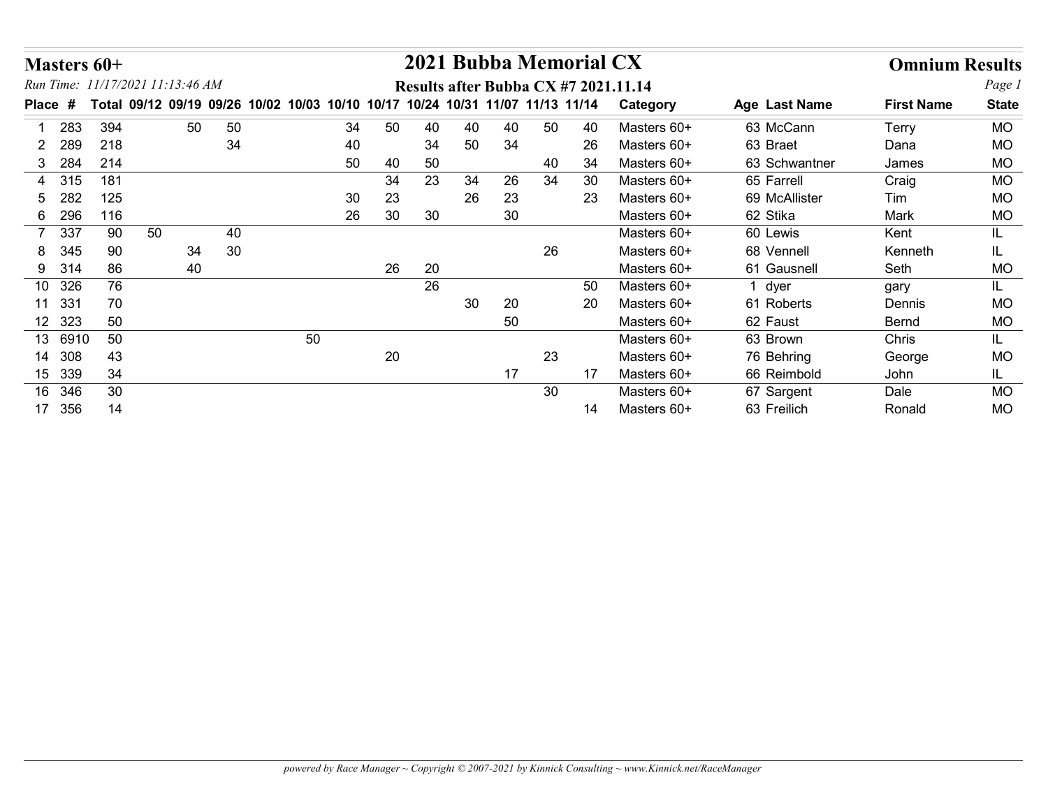# Masters 60+

# 2021 Bubba Memorial CX

## Omnium Results

*Run Time: 11/17/2021 11:13:46 AM*

**Results after Bubba CX #7 2021.11.14**

| Place | # | Total | 09/12 | 09/19 | 09/26 | 10/02 | 10/03 | 10/10 | 10/17 | 10/24 | 10/31 | 11/07 | 11/13 | 11/14 | Category | Age | Last Name | First Name | State |
|---|---|---|---|---|---|---|---|---|---|---|---|---|---|---|---|---|---|---|---|
| 1 | 283 | 394 | | 50 | 50 | | | 34 | 50 | 40 | 40 | 40 | 50 | 40 | Masters 60+ | 63 | McCann | Terry | MO |
| 2 | 289 | 218 | | | 34 | | | 40 | | 34 | 50 | 34 | | 26 | Masters 60+ | 63 | Braet | Dana | MO |
| 3 | 284 | 214 | | | | | | 50 | 40 | 50 | | | 40 | 34 | Masters 60+ | 63 | Schwantner | James | MO |
| 4 | 315 | 181 | | | | | | | 34 | 23 | 34 | 26 | 34 | 30 | Masters 60+ | 65 | Farrell | Craig | MO |
| 5 | 282 | 125 | | | | | | 30 | 23 | | 26 | 23 | | 23 | Masters 60+ | 69 | McAllister | Tim | MO |
| 6 | 296 | 116 | | | | | | 26 | 30 | 30 | | 30 | | | Masters 60+ | 62 | Stika | Mark | MO |
| 7 | 337 | 90 | 50 | | 40 | | | | | | | | | | Masters 60+ | 60 | Lewis | Kent | IL |
| 8 | 345 | 90 | | 34 | 30 | | | | | | | | 26 | | Masters 60+ | 68 | Vennell | Kenneth | IL |
| 9 | 314 | 86 | | 40 | | | | | 26 | 20 | | | | | Masters 60+ | 61 | Gausnell | Seth | MO |
| 10 | 326 | 76 | | | | | | | | 26 | | | | 50 | Masters 60+ | 1 | dyer | gary | IL |
| 11 | 331 | 70 | | | | | | | | | 30 | 20 | | 20 | Masters 60+ | 61 | Roberts | Dennis | MO |
| 12 | 323 | 50 | | | | | | | | | | 50 | | | Masters 60+ | 62 | Faust | Bernd | MO |
| 13 | 6910 | 50 | | | | | 50 | | | | | | | | Masters 60+ | 63 | Brown | Chris | IL |
| 14 | 308 | 43 | | | | | | | 20 | | | | 23 | | Masters 60+ | 76 | Behring | George | MO |
| 15 | 339 | 34 | | | | | | | | | | 17 | | 17 | Masters 60+ | 66 | Reimbold | John | IL |
| 16 | 346 | 30 | | | | | | | | | | | 30 | | Masters 60+ | 67 | Sargent | Dale | MO |
| 17 | 356 | 14 | | | | | | | | | | | | 14 | Masters 60+ | 63 | Freilich | Ronald | MO |

*powered by Race Manager ~ Copyright © 2007-2021 by Kinnick Consulting ~ www.Kinnick.net/RaceManager*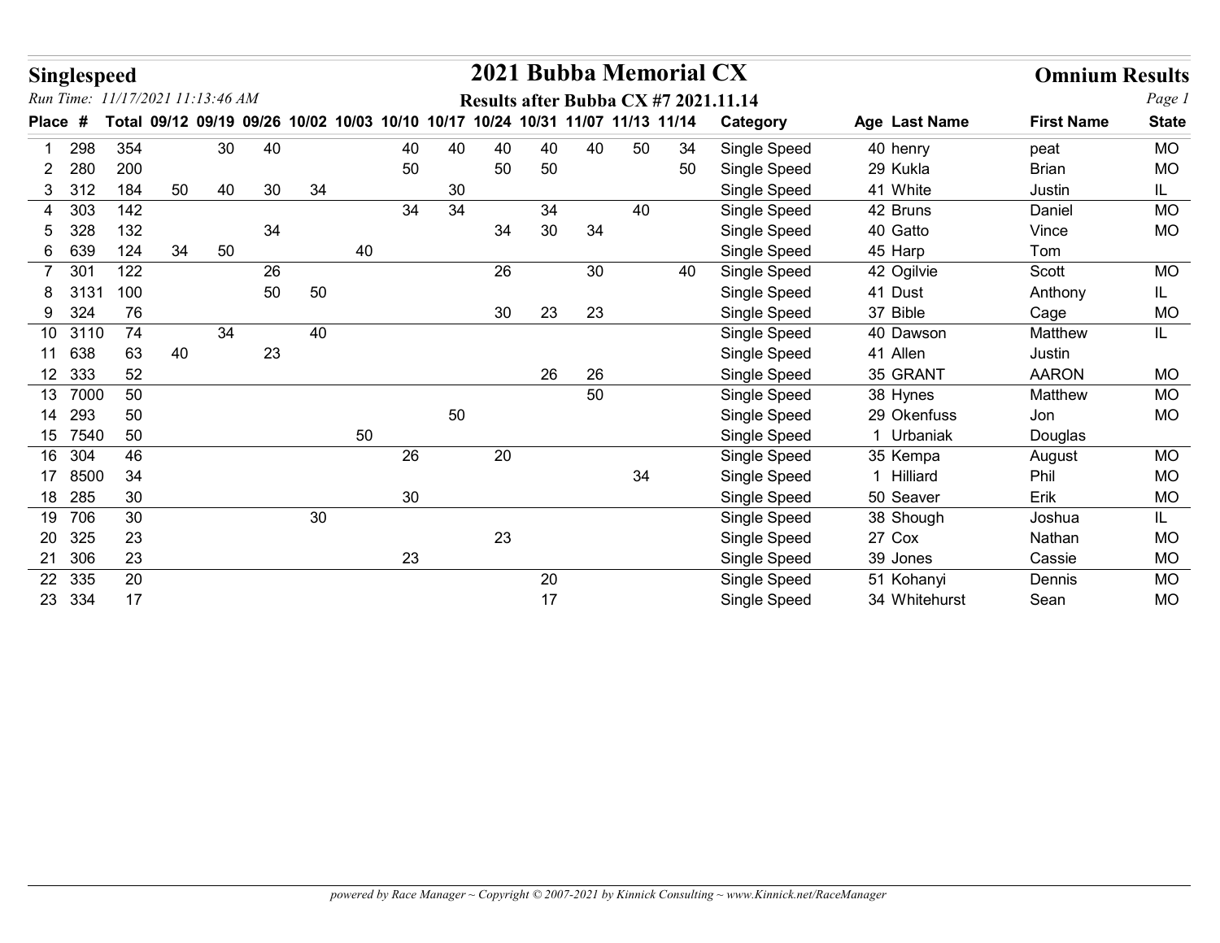## Singlespeed

# 2021 Bubba Memorial CX

## Omnium Results

*Run Time: 11/17/2021 11:13:46 AM*

### Results after Bubba CX #7 2021.11.14

| Place | # | Total | 09/12 | 09/19 | 09/26 | 10/02 | 10/03 | 10/10 | 10/17 | 10/24 | 10/31 | 11/07 | 11/13 | 11/14 | Category | Age | Last Name | First Name | State |
|---|---|---|---|---|---|---|---|---|---|---|---|---|---|---|---|---|---|---|---|
| 1 | 298 | 354 | | 30 | 40 | | | 40 | 40 | 40 | 40 | 40 | 50 | 34 | Single Speed | 40 | henry | peat | MO |
| 2 | 280 | 200 | | | | | | 50 | | 50 | 50 | | | 50 | Single Speed | 29 | Kukla | Brian | MO |
| 3 | 312 | 184 | 50 | 40 | 30 | 34 | | | 30 | | | | | | Single Speed | 41 | White | Justin | IL |
| 4 | 303 | 142 | | | | | | 34 | 34 | | 34 | | 40 | | Single Speed | 42 | Bruns | Daniel | MO |
| 5 | 328 | 132 | | | 34 | | | | | 34 | 30 | 34 | | | Single Speed | 40 | Gatto | Vince | MO |
| 6 | 639 | 124 | 34 | 50 | | | 40 | | | | | | | | Single Speed | 45 | Harp | Tom | |
| 7 | 301 | 122 | | | 26 | | | | | 26 | | 30 | | 40 | Single Speed | 42 | Ogilvie | Scott | MO |
| 8 | 3131 | 100 | | | 50 | 50 | | | | | | | | | Single Speed | 41 | Dust | Anthony | IL |
| 9 | 324 | 76 | | | | | | | | 30 | 23 | 23 | | | Single Speed | 37 | Bible | Cage | MO |
| 10 | 3110 | 74 | | 34 | | 40 | | | | | | | | | Single Speed | 40 | Dawson | Matthew | IL |
| 11 | 638 | 63 | 40 | | 23 | | | | | | | | | | Single Speed | 41 | Allen | Justin | |
| 12 | 333 | 52 | | | | | | | | | 26 | 26 | | | Single Speed | 35 | GRANT | AARON | MO |
| 13 | 7000 | 50 | | | | | | | | | | 50 | | | Single Speed | 38 | Hynes | Matthew | MO |
| 14 | 293 | 50 | | | | | | | 50 | | | | | | Single Speed | 29 | Okenfuss | Jon | MO |
| 15 | 7540 | 50 | | | | | 50 | | | | | | | | Single Speed | 1 | Urbaniak | Douglas | |
| 16 | 304 | 46 | | | | | | 26 | | 20 | | | | | Single Speed | 35 | Kempa | August | MO |
| 17 | 8500 | 34 | | | | | | | | | | | 34 | | Single Speed | 1 | Hilliard | Phil | MO |
| 18 | 285 | 30 | | | | | | 30 | | | | | | | Single Speed | 50 | Seaver | Erik | MO |
| 19 | 706 | 30 | | | | 30 | | | | | | | | | Single Speed | 38 | Shough | Joshua | IL |
| 20 | 325 | 23 | | | | | | | | 23 | | | | | Single Speed | 27 | Cox | Nathan | MO |
| 21 | 306 | 23 | | | | | | 23 | | | | | | | Single Speed | 39 | Jones | Cassie | MO |
| 22 | 335 | 20 | | | | | | | | | 20 | | | | Single Speed | 51 | Kohanyi | Dennis | MO |
| 23 | 334 | 17 | | | | | | | | | 17 | | | | Single Speed | 34 | Whitehurst | Sean | MO |

*powered by Race Manager ~ Copyright © 2007-2021 by Kinnick Consulting ~ www.Kinnick.net/RaceManager*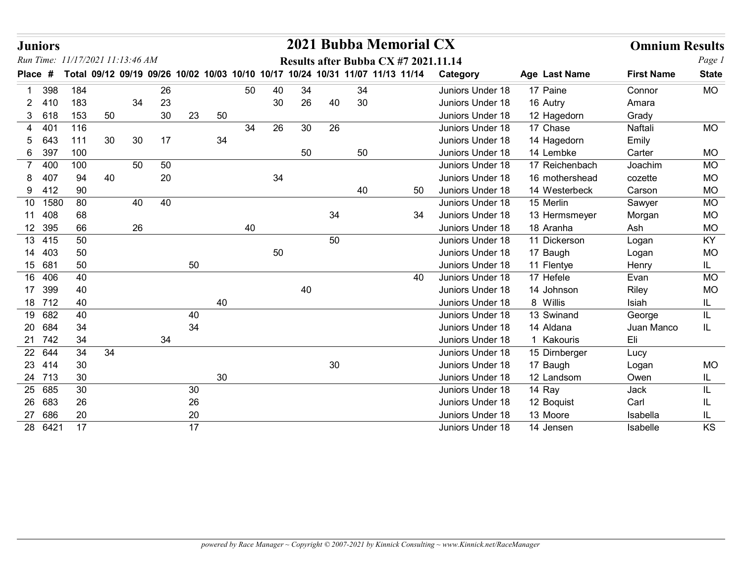# Juniors

# 2021 Bubba Memorial CX

## Omnium Results

*Run Time: 11/17/2021 11:13:46 AM*

**Results after Bubba CX #7 2021.11.14**

| Place | # | Total | 09/12 | 09/19 | 09/26 | 10/02 | 10/03 | 10/10 | 10/17 | 10/24 | 10/31 | 11/07 | 11/13 | 11/14 | Category | Age | Last Name | First Name | State |
|---|---|---|---|---|---|---|---|---|---|---|---|---|---|---|---|---|---|---|---|
| 1 | 398 | 184 | | | 26 | | | 50 | 40 | 34 | | 34 | | | Juniors Under 18 | 17 | Paine | Connor | MO |
| 2 | 410 | 183 | | 34 | 23 | | | | 30 | 26 | 40 | 30 | | | Juniors Under 18 | 16 | Autry | Amara | |
| 3 | 618 | 153 | 50 | | 30 | 23 | 50 | | | | | | | | Juniors Under 18 | 12 | Hagedorn | Grady | |
| 4 | 401 | 116 | | | | | | 34 | 26 | 30 | 26 | | | | Juniors Under 18 | 17 | Chase | Naftali | MO |
| 5 | 643 | 111 | 30 | 30 | 17 | | 34 | | | | | | | | Juniors Under 18 | 14 | Hagedorn | Emily | |
| 6 | 397 | 100 | | | | | | | | 50 | | 50 | | | Juniors Under 18 | 14 | Lembke | Carter | MO |
| 7 | 400 | 100 | | 50 | 50 | | | | | | | | | | Juniors Under 18 | 17 | Reichenbach | Joachim | MO |
| 8 | 407 | 94 | 40 | | 20 | | | | 34 | | | | | | Juniors Under 18 | 16 | mothershead | cozette | MO |
| 9 | 412 | 90 | | | | | | | | | | 40 | | 50 | Juniors Under 18 | 14 | Westerbeck | Carson | MO |
| 10 | 1580 | 80 | | 40 | 40 | | | | | | | | | | Juniors Under 18 | 15 | Merlin | Sawyer | MO |
| 11 | 408 | 68 | | | | | | | | | 34 | | | 34 | Juniors Under 18 | 13 | Hermsmeyer | Morgan | MO |
| 12 | 395 | 66 | | 26 | | | | 40 | | | | | | | Juniors Under 18 | 18 | Aranha | Ash | MO |
| 13 | 415 | 50 | | | | | | | | | 50 | | | | Juniors Under 18 | 11 | Dickerson | Logan | KY |
| 14 | 403 | 50 | | | | | | | 50 | | | | | | Juniors Under 18 | 17 | Baugh | Logan | MO |
| 15 | 681 | 50 | | | | 50 | | | | | | | | | Juniors Under 18 | 11 | Flentye | Henry | IL |
| 16 | 406 | 40 | | | | | | | | | | | | 40 | Juniors Under 18 | 17 | Hefele | Evan | MO |
| 17 | 399 | 40 | | | | | | | | 40 | | | | | Juniors Under 18 | 14 | Johnson | Riley | MO |
| 18 | 712 | 40 | | | | | 40 | | | | | | | | Juniors Under 18 | 8 | Willis | Isiah | IL |
| 19 | 682 | 40 | | | | 40 | | | | | | | | | Juniors Under 18 | 13 | Swinand | George | IL |
| 20 | 684 | 34 | | | | 34 | | | | | | | | | Juniors Under 18 | 14 | Aldana | Juan Manco | IL |
| 21 | 742 | 34 | | | 34 | | | | | | | | | | Juniors Under 18 | 1 | Kakouris | Eli | |
| 22 | 644 | 34 | 34 | | | | | | | | | | | | Juniors Under 18 | 15 | Dirnberger | Lucy | |
| 23 | 414 | 30 | | | | | | | | | 30 | | | | Juniors Under 18 | 17 | Baugh | Logan | MO |
| 24 | 713 | 30 | | | | | 30 | | | | | | | | Juniors Under 18 | 12 | Landsom | Owen | IL |
| 25 | 685 | 30 | | | | 30 | | | | | | | | | Juniors Under 18 | 14 | Ray | Jack | IL |
| 26 | 683 | 26 | | | | 26 | | | | | | | | | Juniors Under 18 | 12 | Boquist | Carl | IL |
| 27 | 686 | 20 | | | | 20 | | | | | | | | | Juniors Under 18 | 13 | Moore | Isabella | IL |
| 28 | 6421 | 17 | | | | 17 | | | | | | | | | Juniors Under 18 | 14 | Jensen | Isabelle | KS |

*powered by Race Manager ~ Copyright © 2007-2021 by Kinnick Consulting ~ www.Kinnick.net/RaceManager*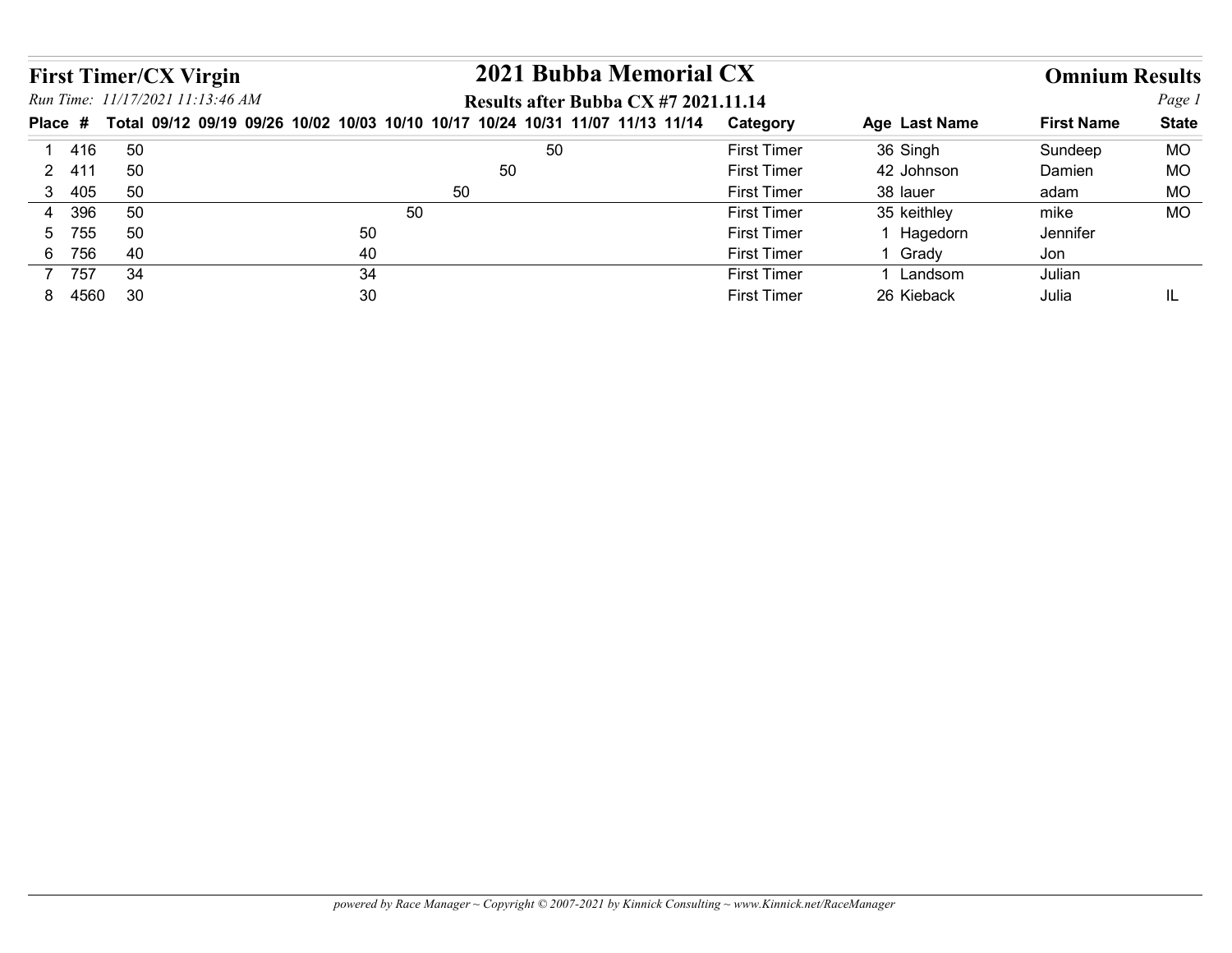# First Timer/CX Virgin

## 2021 Bubba Memorial CX

**Omnium Results**

*Run Time: 11/17/2021 11:13:46 AM*

**Results after Bubba CX #7 2021.11.14**

| Place | # | Total | 09/12 | 09/19 | 09/26 | 10/02 | 10/03 | 10/10 | 10/17 | 10/24 | 10/31 | 11/07 | 11/13 | 11/14 | Category | Age | Last Name | First Name | State |
|---|---|---|---|---|---|---|---|---|---|---|---|---|---|---|---|---|---|---|---|
| 1 | 416 | 50 | | | | | | | | | 50 | | | | First Timer | 36 | Singh | Sundeep | MO |
| 2 | 411 | 50 | | | | | | | | 50 | | | | | First Timer | 42 | Johnson | Damien | MO |
| 3 | 405 | 50 | | | | | | | 50 | | | | | | First Timer | 38 | lauer | adam | MO |
| 4 | 396 | 50 | | | | | | 50 | | | | | | | First Timer | 35 | keithley | mike | MO |
| 5 | 755 | 50 | | | | | 50 | | | | | | | | First Timer | 1 | Hagedorn | Jennifer | |
| 6 | 756 | 40 | | | | | 40 | | | | | | | | First Timer | 1 | Grady | Jon | |
| 7 | 757 | 34 | | | | | 34 | | | | | | | | First Timer | 1 | Landsom | Julian | |
| 8 | 4560 | 30 | | | | | 30 | | | | | | | | First Timer | 26 | Kieback | Julia | IL |

*powered by Race Manager ~ Copyright © 2007-2021 by Kinnick Consulting ~ www.Kinnick.net/RaceManager*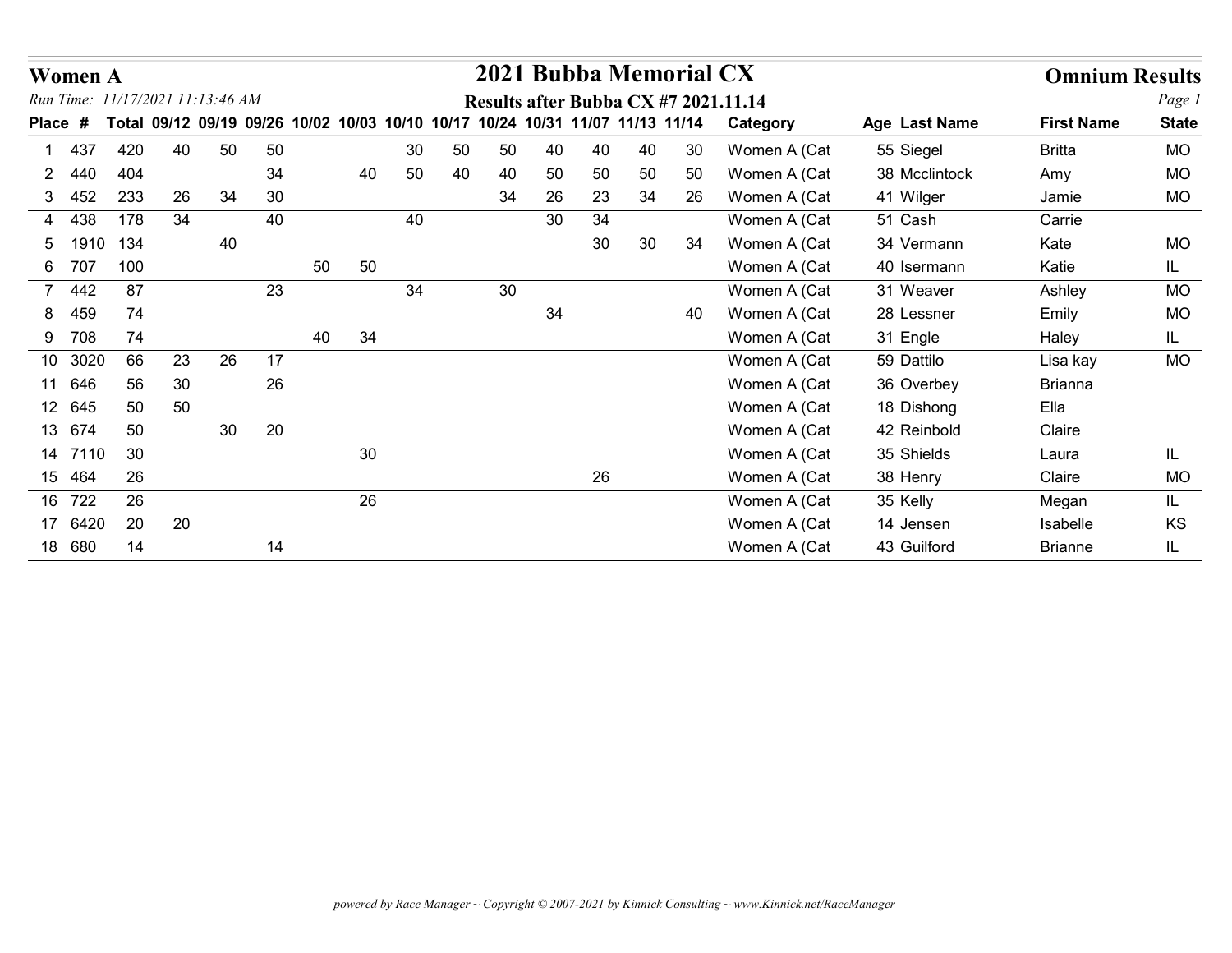**Women A** | **2021 Bubba Memorial CX** | **Omnium Results**

*Run Time: 11/17/2021 11:13:46 AM*

**Results after Bubba CX #7 2021.11.14**

| Place | # | Total | 09/12 | 09/19 | 09/26 | 10/02 | 10/03 | 10/10 | 10/17 | 10/24 | 10/31 | 11/07 | 11/13 | 11/14 | Category | Age | Last Name | First Name | State |
|---|---|---|---|---|---|---|---|---|---|---|---|---|---|---|---|---|---|---|---|
| 1 | 437 | 420 | 40 | 50 | 50 | | | 30 | 50 | 50 | 40 | 40 | 40 | 30 | Women A (Cat | 55 | Siegel | Britta | MO |
| 2 | 440 | 404 | | | 34 | | 40 | 50 | 40 | 40 | 50 | 50 | 50 | 50 | Women A (Cat | 38 | Mcclintock | Amy | MO |
| 3 | 452 | 233 | 26 | 34 | 30 | | | | | 34 | 26 | 23 | 34 | 26 | Women A (Cat | 41 | Wilger | Jamie | MO |
| 4 | 438 | 178 | 34 | | 40 | | | 40 | | | 30 | 34 | | | Women A (Cat | 51 | Cash | Carrie | |
| 5 | 1910 | 134 | | 40 | | | | | | | | 30 | 30 | 34 | Women A (Cat | 34 | Vermann | Kate | MO |
| 6 | 707 | 100 | | | | 50 | 50 | | | | | | | | Women A (Cat | 40 | Isermann | Katie | IL |
| 7 | 442 | 87 | | | 23 | | | 34 | | 30 | | | | | Women A (Cat | 31 | Weaver | Ashley | MO |
| 8 | 459 | 74 | | | | | | | | | 34 | | | 40 | Women A (Cat | 28 | Lessner | Emily | MO |
| 9 | 708 | 74 | | | | 40 | 34 | | | | | | | | Women A (Cat | 31 | Engle | Haley | IL |
| 10 | 3020 | 66 | 23 | 26 | 17 | | | | | | | | | | Women A (Cat | 59 | Dattilo | Lisa kay | MO |
| 11 | 646 | 56 | 30 | | 26 | | | | | | | | | | Women A (Cat | 36 | Overbey | Brianna | |
| 12 | 645 | 50 | 50 | | | | | | | | | | | | Women A (Cat | 18 | Dishong | Ella | |
| 13 | 674 | 50 | | 30 | 20 | | | | | | | | | | Women A (Cat | 42 | Reinbold | Claire | |
| 14 | 7110 | 30 | | | | | 30 | | | | | | | | Women A (Cat | 35 | Shields | Laura | IL |
| 15 | 464 | 26 | | | | | | | | | | 26 | | | Women A (Cat | 38 | Henry | Claire | MO |
| 16 | 722 | 26 | | | | | 26 | | | | | | | | Women A (Cat | 35 | Kelly | Megan | IL |
| 17 | 6420 | 20 | 20 | | | | | | | | | | | | Women A (Cat | 14 | Jensen | Isabelle | KS |
| 18 | 680 | 14 | | | 14 | | | | | | | | | | Women A (Cat | 43 | Guilford | Brianne | IL |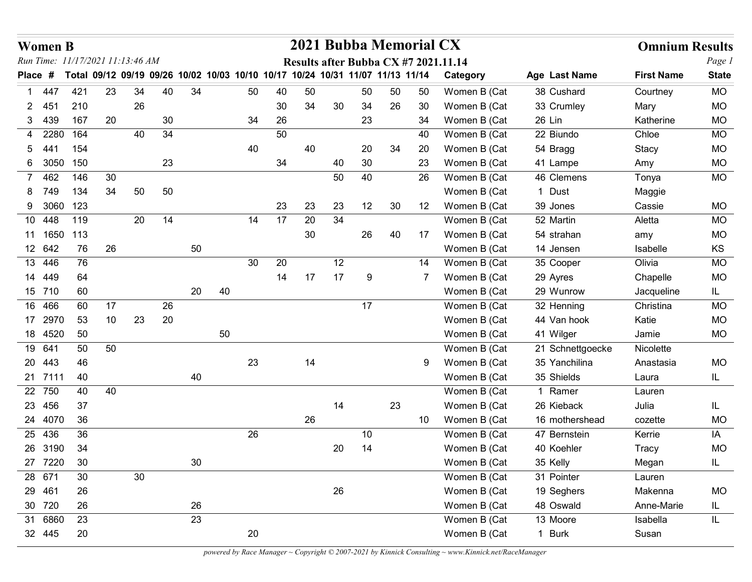**Women B**

# 2021 Bubba Memorial CX

**Omnium Results**

*Run Time: 11/17/2021 11:13:46 AM*

**Results after Bubba CX #7 2021.11.14**

| Place | # | Total | 09/12 | 09/19 | 09/26 | 10/02 | 10/03 | 10/10 | 10/17 | 10/24 | 10/31 | 11/07 | 11/13 | 11/14 | Category | Age | Last Name | First Name | State |
|---|---|---|---|---|---|---|---|---|---|---|---|---|---|---|---|---|---|---|---|
| 1 | 447 | 421 | 23 | 34 | 40 | 34 | | 50 | 40 | 50 | | 50 | 50 | 50 | Women B (Cat | 38 | Cushard | Courtney | MO |
| 2 | 451 | 210 | | 26 | | | | | 30 | 34 | 30 | 34 | 26 | 30 | Women B (Cat | 33 | Crumley | Mary | MO |
| 3 | 439 | 167 | 20 | | 30 | | | 34 | 26 | | | 23 | | 34 | Women B (Cat | 26 | Lin | Katherine | MO |
| 4 | 2280 | 164 | | 40 | 34 | | | | 50 | | | | | 40 | Women B (Cat | 22 | Biundo | Chloe | MO |
| 5 | 441 | 154 | | | | | | 40 | | 40 | | 20 | 34 | 20 | Women B (Cat | 54 | Bragg | Stacy | MO |
| 6 | 3050 | 150 | | | 23 | | | | 34 | | 40 | 30 | | 23 | Women B (Cat | 41 | Lampe | Amy | MO |
| 7 | 462 | 146 | 30 | | | | | | | | 50 | 40 | | 26 | Women B (Cat | 46 | Clemens | Tonya | MO |
| 8 | 749 | 134 | 34 | 50 | 50 | | | | | | | | | | Women B (Cat | 1 | Dust | Maggie | |
| 9 | 3060 | 123 | | | | | | | 23 | 23 | 23 | 12 | 30 | 12 | Women B (Cat | 39 | Jones | Cassie | MO |
| 10 | 448 | 119 | | 20 | 14 | | | 14 | 17 | 20 | 34 | | | | Women B (Cat | 52 | Martin | Aletta | MO |
| 11 | 1650 | 113 | | | | | | | | 30 | | 26 | 40 | 17 | Women B (Cat | 54 | strahan | amy | MO |
| 12 | 642 | 76 | 26 | | | 50 | | | | | | | | | Women B (Cat | 14 | Jensen | Isabelle | KS |
| 13 | 446 | 76 | | | | | | 30 | 20 | | 12 | | | 14 | Women B (Cat | 35 | Cooper | Olivia | MO |
| 14 | 449 | 64 | | | | | | | 14 | 17 | 17 | 9 | | 7 | Women B (Cat | 29 | Ayres | Chapelle | MO |
| 15 | 710 | 60 | | | | 20 | 40 | | | | | | | | Women B (Cat | 29 | Wunrow | Jacqueline | IL |
| 16 | 466 | 60 | 17 | | 26 | | | | | | | 17 | | | Women B (Cat | 32 | Henning | Christina | MO |
| 17 | 2970 | 53 | 10 | 23 | 20 | | | | | | | | | | Women B (Cat | 44 | Van hook | Katie | MO |
| 18 | 4520 | 50 | | | | | 50 | | | | | | | | Women B (Cat | 41 | Wilger | Jamie | MO |
| 19 | 641 | 50 | 50 | | | | | | | | | | | | Women B (Cat | 21 | Schnettgoecke | Nicolette | |
| 20 | 443 | 46 | | | | | | 23 | | 14 | | | | 9 | Women B (Cat | 35 | Yanchilina | Anastasia | MO |
| 21 | 7111 | 40 | | | | 40 | | | | | | | | | Women B (Cat | 35 | Shields | Laura | IL |
| 22 | 750 | 40 | 40 | | | | | | | | | | | | Women B (Cat | 1 | Ramer | Lauren | |
| 23 | 456 | 37 | | | | | | | | | 14 | | 23 | | Women B (Cat | 26 | Kieback | Julia | IL |
| 24 | 4070 | 36 | | | | | | | | 26 | | | | 10 | Women B (Cat | 16 | mothershead | cozette | MO |
| 25 | 436 | 36 | | | | | | 26 | | | | 10 | | | Women B (Cat | 47 | Bernstein | Kerrie | IA |
| 26 | 3190 | 34 | | | | | | | | | 20 | 14 | | | Women B (Cat | 40 | Koehler | Tracy | MO |
| 27 | 7220 | 30 | | | | 30 | | | | | | | | | Women B (Cat | 35 | Kelly | Megan | IL |
| 28 | 671 | 30 | | 30 | | | | | | | | | | | Women B (Cat | 31 | Pointer | Lauren | |
| 29 | 461 | 26 | | | | | | | | | 26 | | | | Women B (Cat | 19 | Seghers | Makenna | MO |
| 30 | 720 | 26 | | | | 26 | | | | | | | | | Women B (Cat | 48 | Oswald | Anne-Marie | IL |
| 31 | 6860 | 23 | | | | 23 | | | | | | | | | Women B (Cat | 13 | Moore | Isabella | IL |
| 32 | 445 | 20 | | | | | | 20 | | | | | | | Women B (Cat | 1 | Burk | Susan | |

*powered by Race Manager ~ Copyright © 2007-2021 by Kinnick Consulting ~ www.Kinnick.net/RaceManager*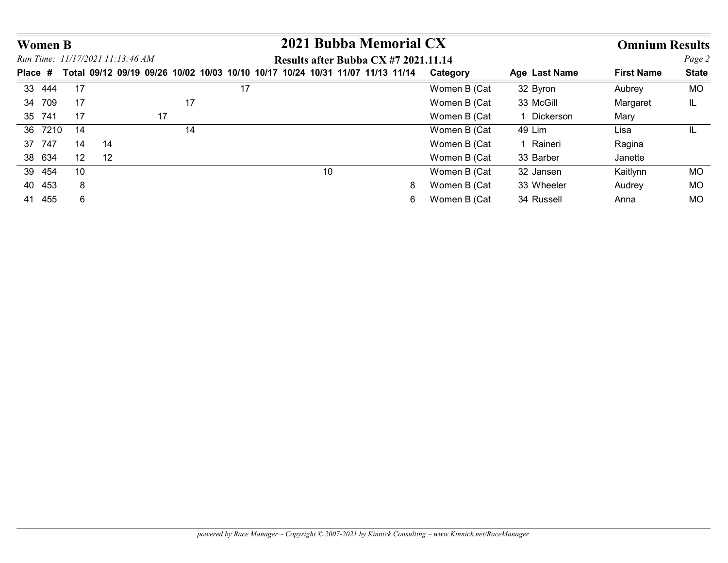## Women B

# 2021 Bubba Memorial CX

## Omnium Results

*Run Time: 11/17/2021 11:13:46 AM*

**Results after Bubba CX #7 2021.11.14**

| Place | # | Total | 09/12 | 09/19 | 09/26 | 10/02 | 10/03 | 10/10 | 10/17 | 10/24 | 10/31 | 11/07 | 11/13 | 11/14 | Category | Age | Last Name | First Name | State |
|---|---|---|---|---|---|---|---|---|---|---|---|---|---|---|---|---|---|---|---|
| 33 | 444 | 17 | | | | | | 17 | | | | | | | Women B (Cat | 32 | Byron | Aubrey | MO |
| 34 | 709 | 17 | | | | 17 | | | | | | | | | Women B (Cat | 33 | McGill | Margaret | IL |
| 35 | 741 | 17 | | | 17 | | | | | | | | | | Women B (Cat | 1 | Dickerson | Mary | |
| 36 | 7210 | 14 | | | | 14 | | | | | | | | | Women B (Cat | 49 | Lim | Lisa | IL |
| 37 | 747 | 14 | 14 | | | | | | | | | | | | Women B (Cat | 1 | Raineri | Ragina | |
| 38 | 634 | 12 | 12 | | | | | | | | | | | | Women B (Cat | 33 | Barber | Janette | |
| 39 | 454 | 10 | | | | | | | | | 10 | | | | Women B (Cat | 32 | Jansen | Kaitlynn | MO |
| 40 | 453 | 8 | | | | | | | | | | | | 8 | Women B (Cat | 33 | Wheeler | Audrey | MO |
| 41 | 455 | 6 | | | | | | | | | | | | 6 | Women B (Cat | 34 | Russell | Anna | MO |

*powered by Race Manager ~ Copyright © 2007-2021 by Kinnick Consulting ~ www.Kinnick.net/RaceManager*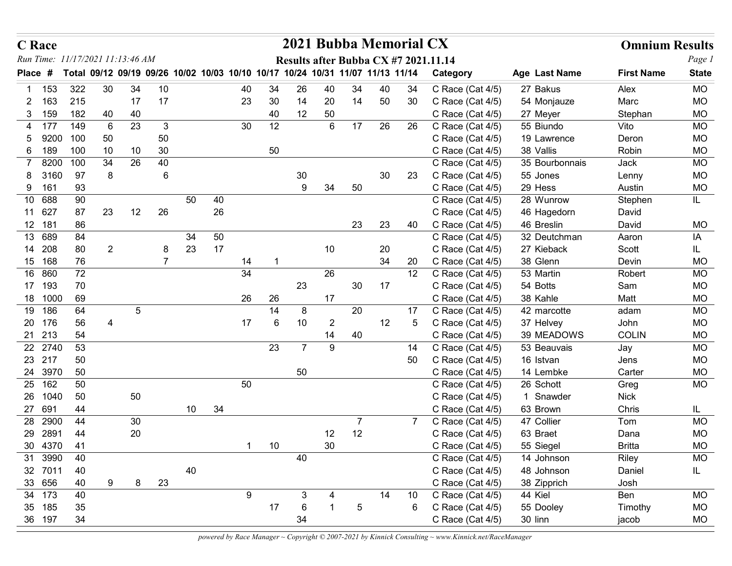# C Race

## 2021 Bubba Memorial CX

### Omnium Results

*Run Time: 11/17/2021 11:13:46 AM*

**Results after Bubba CX #7 2021.11.14**

| Place | # | Total | 09/12 | 09/19 | 09/26 | 10/02 | 10/03 | 10/10 | 10/17 | 10/24 | 10/31 | 11/07 | 11/13 | 11/14 | Category | Age | Last Name | First Name | State |
|---|---|---|---|---|---|---|---|---|---|---|---|---|---|---|---|---|---|---|---|
| 1 | 153 | 322 | 30 | 34 | 10 | | | 40 | 34 | 26 | 40 | 34 | 40 | 34 | C Race (Cat 4/5) | 27 | Bakus | Alex | MO |
| 2 | 163 | 215 | | 17 | 17 | | | 23 | 30 | 14 | 20 | 14 | 50 | 30 | C Race (Cat 4/5) | 54 | Monjauze | Marc | MO |
| 3 | 159 | 182 | 40 | 40 | | | | | 40 | 12 | 50 | | | | C Race (Cat 4/5) | 27 | Meyer | Stephan | MO |
| 4 | 177 | 149 | 6 | 23 | 3 | | | 30 | 12 | | 6 | 17 | 26 | 26 | C Race (Cat 4/5) | 55 | Biundo | Vito | MO |
| 5 | 9200 | 100 | 50 | | 50 | | | | | | | | | | C Race (Cat 4/5) | 19 | Lawrence | Deron | MO |
| 6 | 189 | 100 | 10 | 10 | 30 | | | | 50 | | | | | | C Race (Cat 4/5) | 38 | Vallis | Robin | MO |
| 7 | 8200 | 100 | 34 | 26 | 40 | | | | | | | | | | C Race (Cat 4/5) | 35 | Bourbonnais | Jack | MO |
| 8 | 3160 | 97 | 8 | | 6 | | | | | 30 | | | 30 | 23 | C Race (Cat 4/5) | 55 | Jones | Lenny | MO |
| 9 | 161 | 93 | | | | | | | | 9 | 34 | 50 | | | C Race (Cat 4/5) | 29 | Hess | Austin | MO |
| 10 | 688 | 90 | | | | 50 | 40 | | | | | | | | C Race (Cat 4/5) | 28 | Wunrow | Stephen | IL |
| 11 | 627 | 87 | 23 | 12 | 26 | | 26 | | | | | | | | C Race (Cat 4/5) | 46 | Hagedorn | David | |
| 12 | 181 | 86 | | | | | | | | | | 23 | 23 | 40 | C Race (Cat 4/5) | 46 | Breslin | David | MO |
| 13 | 689 | 84 | | | | 34 | 50 | | | | | | | | C Race (Cat 4/5) | 32 | Deutchman | Aaron | IA |
| 14 | 208 | 80 | 2 | | 8 | 23 | 17 | | | | 10 | | 20 | | C Race (Cat 4/5) | 27 | Kieback | Scott | IL |
| 15 | 168 | 76 | | | 7 | | | 14 | 1 | | | | 34 | 20 | C Race (Cat 4/5) | 38 | Glenn | Devin | MO |
| 16 | 860 | 72 | | | | | | 34 | | | 26 | | | 12 | C Race (Cat 4/5) | 53 | Martin | Robert | MO |
| 17 | 193 | 70 | | | | | | | | 23 | | 30 | 17 | | C Race (Cat 4/5) | 54 | Botts | Sam | MO |
| 18 | 1000 | 69 | | | | | | 26 | 26 | | 17 | | | | C Race (Cat 4/5) | 38 | Kahle | Matt | MO |
| 19 | 186 | 64 | | 5 | | | | | 14 | 8 | | 20 | | 17 | C Race (Cat 4/5) | 42 | marcotte | adam | MO |
| 20 | 176 | 56 | 4 | | | | | 17 | 6 | 10 | 2 | | 12 | 5 | C Race (Cat 4/5) | 37 | Helvey | John | MO |
| 21 | 213 | 54 | | | | | | | | | 14 | 40 | | | C Race (Cat 4/5) | 39 | MEADOWS | COLIN | MO |
| 22 | 2740 | 53 | | | | | | | 23 | 7 | 9 | | | 14 | C Race (Cat 4/5) | 53 | Beauvais | Jay | MO |
| 23 | 217 | 50 | | | | | | | | | | | | 50 | C Race (Cat 4/5) | 16 | Istvan | Jens | MO |
| 24 | 3970 | 50 | | | | | | | | 50 | | | | | C Race (Cat 4/5) | 14 | Lembke | Carter | MO |
| 25 | 162 | 50 | | | | | | 50 | | | | | | | C Race (Cat 4/5) | 26 | Schott | Greg | MO |
| 26 | 1040 | 50 | | 50 | | | | | | | | | | | C Race (Cat 4/5) | 1 | Snawder | Nick | |
| 27 | 691 | 44 | | | | 10 | 34 | | | | | | | | C Race (Cat 4/5) | 63 | Brown | Chris | IL |
| 28 | 2900 | 44 | | 30 | | | | | | | | 7 | | 7 | C Race (Cat 4/5) | 47 | Collier | Tom | MO |
| 29 | 2891 | 44 | | 20 | | | | | | | 12 | 12 | | | C Race (Cat 4/5) | 63 | Braet | Dana | MO |
| 30 | 4370 | 41 | | | | | | 1 | 10 | | 30 | | | | C Race (Cat 4/5) | 55 | Siegel | Britta | MO |
| 31 | 3990 | 40 | | | | | | | | 40 | | | | | C Race (Cat 4/5) | 14 | Johnson | Riley | MO |
| 32 | 7011 | 40 | | | | 40 | | | | | | | | | C Race (Cat 4/5) | 48 | Johnson | Daniel | IL |
| 33 | 656 | 40 | 9 | 8 | 23 | | | | | | | | | | C Race (Cat 4/5) | 38 | Zipprich | Josh | |
| 34 | 173 | 40 | | | | | | 9 | | 3 | 4 | | 14 | 10 | C Race (Cat 4/5) | 44 | Kiel | Ben | MO |
| 35 | 185 | 35 | | | | | | | 17 | 6 | 1 | 5 | | 6 | C Race (Cat 4/5) | 55 | Dooley | Timothy | MO |
| 36 | 197 | 34 | | | | | | | | 34 | | | | | C Race (Cat 4/5) | 30 | linn | jacob | MO |

*powered by Race Manager ~ Copyright © 2007-2021 by Kinnick Consulting ~ www.Kinnick.net/RaceManager*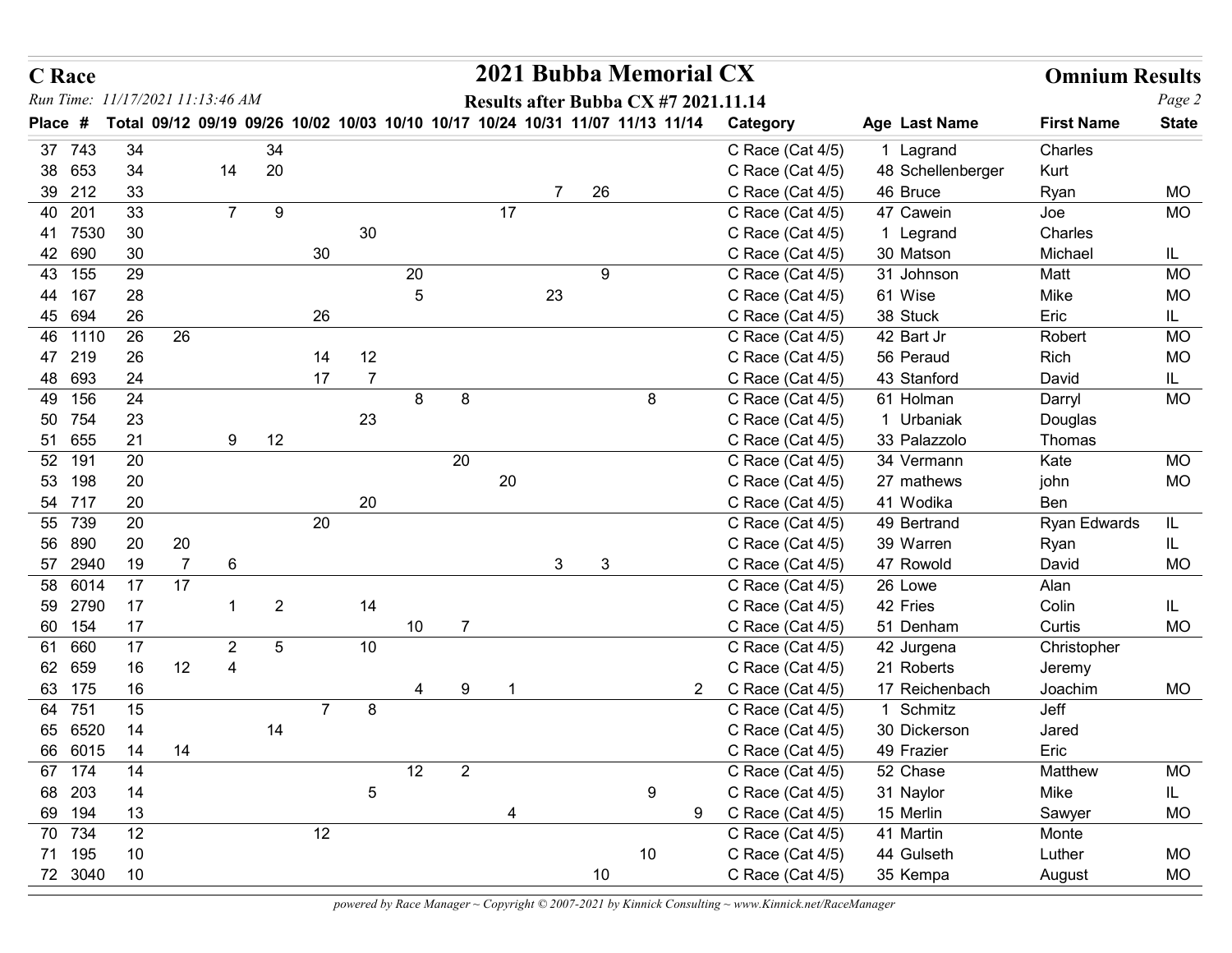# C Race

## 2021 Bubba Memorial CX

### Omnium Results

*Run Time: 11/17/2021 11:13:46 AM*

**Results after Bubba CX #7 2021.11.14**

| Place | # | Total | 09/12 | 09/19 | 09/26 | 10/02 | 10/03 | 10/10 | 10/17 | 10/24 | 10/31 | 11/07 | 11/13 | 11/14 | Category | Age | Last Name | First Name | State |
|---|---|---|---|---|---|---|---|---|---|---|---|---|---|---|---|---|---|---|---|
| 37 | 743 | 34 | | | 34 | | | | | | | | | | C Race (Cat 4/5) | 1 | Lagrand | Charles | |
| 38 | 653 | 34 | | 14 | 20 | | | | | | | | | | C Race (Cat 4/5) | 48 | Schellenberger | Kurt | |
| 39 | 212 | 33 | | | | | | | | | 7 | 26 | | | C Race (Cat 4/5) | 46 | Bruce | Ryan | MO |
| 40 | 201 | 33 | | 7 | 9 | | | | | 17 | | | | | C Race (Cat 4/5) | 47 | Cawein | Joe | MO |
| 41 | 7530 | 30 | | | | | 30 | | | | | | | | C Race (Cat 4/5) | 1 | Legrand | Charles | |
| 42 | 690 | 30 | | | | 30 | | | | | | | | | C Race (Cat 4/5) | 30 | Matson | Michael | IL |
| 43 | 155 | 29 | | | | | | 20 | | | | 9 | | | C Race (Cat 4/5) | 31 | Johnson | Matt | MO |
| 44 | 167 | 28 | | | | | | 5 | | | 23 | | | | C Race (Cat 4/5) | 61 | Wise | Mike | MO |
| 45 | 694 | 26 | | | | 26 | | | | | | | | | C Race (Cat 4/5) | 38 | Stuck | Eric | IL |
| 46 | 1110 | 26 | 26 | | | | | | | | | | | | C Race (Cat 4/5) | 42 | Bart Jr | Robert | MO |
| 47 | 219 | 26 | | | | 14 | 12 | | | | | | | | C Race (Cat 4/5) | 56 | Peraud | Rich | MO |
| 48 | 693 | 24 | | | | 17 | 7 | | | | | | | | C Race (Cat 4/5) | 43 | Stanford | David | IL |
| 49 | 156 | 24 | | | | | | 8 | 8 | | | | 8 | | C Race (Cat 4/5) | 61 | Holman | Darryl | MO |
| 50 | 754 | 23 | | | | | 23 | | | | | | | | C Race (Cat 4/5) | 1 | Urbaniak | Douglas | |
| 51 | 655 | 21 | | 9 | 12 | | | | | | | | | | C Race (Cat 4/5) | 33 | Palazzolo | Thomas | |
| 52 | 191 | 20 | | | | | | | 20 | | | | | | C Race (Cat 4/5) | 34 | Vermann | Kate | MO |
| 53 | 198 | 20 | | | | | | | | 20 | | | | | C Race (Cat 4/5) | 27 | mathews | john | MO |
| 54 | 717 | 20 | | | | | 20 | | | | | | | | C Race (Cat 4/5) | 41 | Wodika | Ben | |
| 55 | 739 | 20 | | | | 20 | | | | | | | | | C Race (Cat 4/5) | 49 | Bertrand | Ryan Edwards | IL |
| 56 | 890 | 20 | 20 | | | | | | | | | | | | C Race (Cat 4/5) | 39 | Warren | Ryan | IL |
| 57 | 2940 | 19 | 7 | 6 | | | | | | | 3 | 3 | | | C Race (Cat 4/5) | 47 | Rowold | David | MO |
| 58 | 6014 | 17 | 17 | | | | | | | | | | | | C Race (Cat 4/5) | 26 | Lowe | Alan | |
| 59 | 2790 | 17 | | 1 | 2 | | 14 | | | | | | | | C Race (Cat 4/5) | 42 | Fries | Colin | IL |
| 60 | 154 | 17 | | | | | | 10 | 7 | | | | | | C Race (Cat 4/5) | 51 | Denham | Curtis | MO |
| 61 | 660 | 17 | | 2 | 5 | | 10 | | | | | | | | C Race (Cat 4/5) | 42 | Jurgena | Christopher | |
| 62 | 659 | 16 | 12 | 4 | | | | | | | | | | | C Race (Cat 4/5) | 21 | Roberts | Jeremy | |
| 63 | 175 | 16 | | | | | | 4 | 9 | 1 | | | | 2 | C Race (Cat 4/5) | 17 | Reichenbach | Joachim | MO |
| 64 | 751 | 15 | | | | 7 | 8 | | | | | | | | C Race (Cat 4/5) | 1 | Schmitz | Jeff | |
| 65 | 6520 | 14 | | | 14 | | | | | | | | | | C Race (Cat 4/5) | 30 | Dickerson | Jared | |
| 66 | 6015 | 14 | 14 | | | | | | | | | | | | C Race (Cat 4/5) | 49 | Frazier | Eric | |
| 67 | 174 | 14 | | | | | | 12 | 2 | | | | | | C Race (Cat 4/5) | 52 | Chase | Matthew | MO |
| 68 | 203 | 14 | | | | | 5 | | | | | | 9 | | C Race (Cat 4/5) | 31 | Naylor | Mike | IL |
| 69 | 194 | 13 | | | | | | | | 4 | | | | 9 | C Race (Cat 4/5) | 15 | Merlin | Sawyer | MO |
| 70 | 734 | 12 | | | | 12 | | | | | | | | | C Race (Cat 4/5) | 41 | Martin | Monte | |
| 71 | 195 | 10 | | | | | | | | | | | 10 | | C Race (Cat 4/5) | 44 | Gulseth | Luther | MO |
| 72 | 3040 | 10 | | | | | | | | | | 10 | | | C Race (Cat 4/5) | 35 | Kempa | August | MO |

*powered by Race Manager ~ Copyright © 2007-2021 by Kinnick Consulting ~ www.Kinnick.net/RaceManager*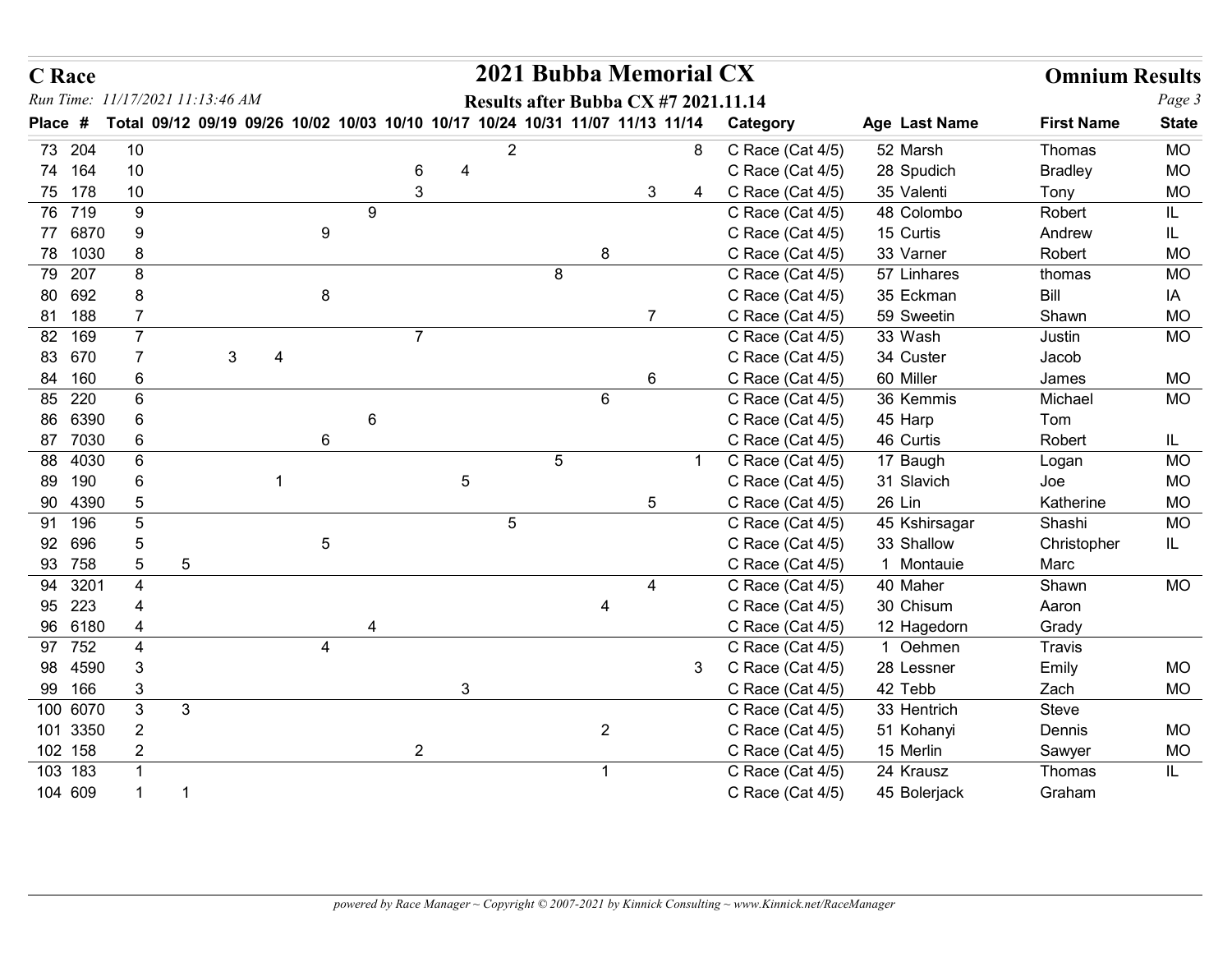# 2021 Bubba Memorial CX

**C Race** — *Run Time: 11/17/2021 11:13:46 AM*

**Omnium Results**

**Results after Bubba CX #7 2021.11.14**

| Place | # | Total | 09/12 | 09/19 | 09/26 | 10/02 | 10/03 | 10/10 | 10/17 | 10/24 | 10/31 | 11/07 | 11/13 | 11/14 | Category | Age | Last Name | First Name | State |
|---|---|---|---|---|---|---|---|---|---|---|---|---|---|---|---|---|---|---|---|
| 73 | 204 | 10 | | | | | | | | 2 | | | | 8 | C Race (Cat 4/5) | 52 | Marsh | Thomas | MO |
| 74 | 164 | 10 | | | | | | 6 | 4 | | | | | | C Race (Cat 4/5) | 28 | Spudich | Bradley | MO |
| 75 | 178 | 10 | | | | | | 3 | | | | | 3 | 4 | C Race (Cat 4/5) | 35 | Valenti | Tony | MO |
| 76 | 719 | 9 | | | | | 9 | | | | | | | | C Race (Cat 4/5) | 48 | Colombo | Robert | IL |
| 77 | 6870 | 9 | | | | 9 | | | | | | | | | C Race (Cat 4/5) | 15 | Curtis | Andrew | IL |
| 78 | 1030 | 8 | | | | | | | | | | 8 | | | C Race (Cat 4/5) | 33 | Varner | Robert | MO |
| 79 | 207 | 8 | | | | | | | | | 8 | | | | C Race (Cat 4/5) | 57 | Linhares | thomas | MO |
| 80 | 692 | 8 | | | | 8 | | | | | | | | | C Race (Cat 4/5) | 35 | Eckman | Bill | IA |
| 81 | 188 | 7 | | | | | | | | | | | 7 | | C Race (Cat 4/5) | 59 | Sweetin | Shawn | MO |
| 82 | 169 | 7 | | | | | | 7 | | | | | | | C Race (Cat 4/5) | 33 | Wash | Justin | MO |
| 83 | 670 | 7 | | 3 | 4 | | | | | | | | | | C Race (Cat 4/5) | 34 | Custer | Jacob | |
| 84 | 160 | 6 | | | | | | | | | | | 6 | | C Race (Cat 4/5) | 60 | Miller | James | MO |
| 85 | 220 | 6 | | | | | | | | | | 6 | | | C Race (Cat 4/5) | 36 | Kemmis | Michael | MO |
| 86 | 6390 | 6 | | | | | 6 | | | | | | | | C Race (Cat 4/5) | 45 | Harp | Tom | |
| 87 | 7030 | 6 | | | | 6 | | | | | | | | | C Race (Cat 4/5) | 46 | Curtis | Robert | IL |
| 88 | 4030 | 6 | | | | | | | | | 5 | | | 1 | C Race (Cat 4/5) | 17 | Baugh | Logan | MO |
| 89 | 190 | 6 | | | 1 | | | | 5 | | | | | | C Race (Cat 4/5) | 31 | Slavich | Joe | MO |
| 90 | 4390 | 5 | | | | | | | | | | | 5 | | C Race (Cat 4/5) | 26 | Lin | Katherine | MO |
| 91 | 196 | 5 | | | | | | | | 5 | | | | | C Race (Cat 4/5) | 45 | Kshirsagar | Shashi | MO |
| 92 | 696 | 5 | | | | 5 | | | | | | | | | C Race (Cat 4/5) | 33 | Shallow | Christopher | IL |
| 93 | 758 | 5 | 5 | | | | | | | | | | | | C Race (Cat 4/5) | 1 | Montauie | Marc | |
| 94 | 3201 | 4 | | | | | | | | | | | 4 | | C Race (Cat 4/5) | 40 | Maher | Shawn | MO |
| 95 | 223 | 4 | | | | | | | | | | 4 | | | C Race (Cat 4/5) | 30 | Chisum | Aaron | |
| 96 | 6180 | 4 | | | | | 4 | | | | | | | | C Race (Cat 4/5) | 12 | Hagedorn | Grady | |
| 97 | 752 | 4 | | | | 4 | | | | | | | | | C Race (Cat 4/5) | 1 | Oehmen | Travis | |
| 98 | 4590 | 3 | | | | | | | | | | | | 3 | C Race (Cat 4/5) | 28 | Lessner | Emily | MO |
| 99 | 166 | 3 | | | | | | | 3 | | | | | | C Race (Cat 4/5) | 42 | Tebb | Zach | MO |
| 100 | 6070 | 3 | 3 | | | | | | | | | | | | C Race (Cat 4/5) | 33 | Hentrich | Steve | |
| 101 | 3350 | 2 | | | | | | | | | | 2 | | | C Race (Cat 4/5) | 51 | Kohanyi | Dennis | MO |
| 102 | 158 | 2 | | | | | | 2 | | | | | | | C Race (Cat 4/5) | 15 | Merlin | Sawyer | MO |
| 103 | 183 | 1 | | | | | | | | | | 1 | | | C Race (Cat 4/5) | 24 | Krausz | Thomas | IL |
| 104 | 609 | 1 | 1 | | | | | | | | | | | | C Race (Cat 4/5) | 45 | Bolerjack | Graham | |

*powered by Race Manager ~ Copyright © 2007-2021 by Kinnick Consulting ~ www.Kinnick.net/RaceManager*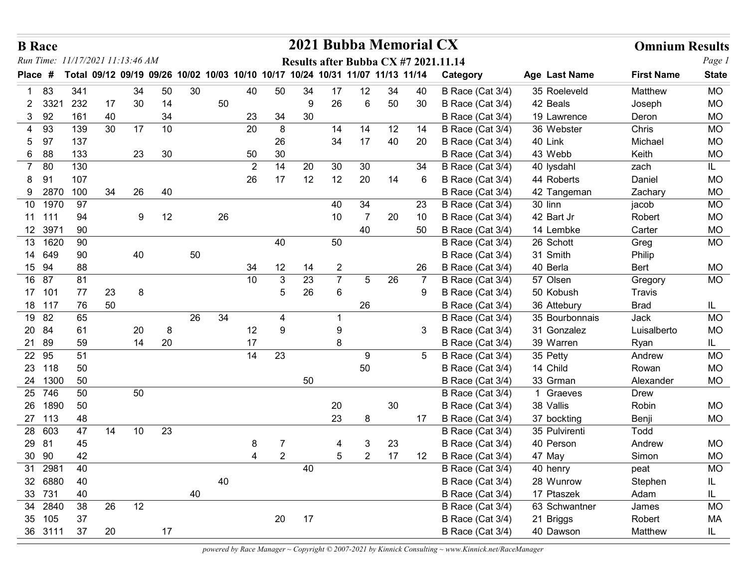# B Race

## 2021 Bubba Memorial CX

**Omnium Results**

*Run Time: 11/17/2021 11:13:46 AM*

**Results after Bubba CX #7 2021.11.14**

| Place | # | Total | 09/12 | 09/19 | 09/26 | 10/02 | 10/03 | 10/10 | 10/17 | 10/24 | 10/31 | 11/07 | 11/13 | 11/14 | Category | Age | Last Name | First Name | State |
|---|---|---|---|---|---|---|---|---|---|---|---|---|---|---|---|---|---|---|---|
| 1 | 83 | 341 | | 34 | 50 | 30 | | 40 | 50 | 34 | 17 | 12 | 34 | 40 | B Race (Cat 3/4) | 35 | Roeleveld | Matthew | MO |
| 2 | 3321 | 232 | 17 | 30 | 14 | | 50 | | | 9 | 26 | 6 | 50 | 30 | B Race (Cat 3/4) | 42 | Beals | Joseph | MO |
| 3 | 92 | 161 | 40 | | 34 | | | 23 | 34 | 30 | | | | | B Race (Cat 3/4) | 19 | Lawrence | Deron | MO |
| 4 | 93 | 139 | 30 | 17 | 10 | | | 20 | 8 | | 14 | 14 | 12 | 14 | B Race (Cat 3/4) | 36 | Webster | Chris | MO |
| 5 | 97 | 137 | | | | | | | 26 | | 34 | 17 | 40 | 20 | B Race (Cat 3/4) | 40 | Link | Michael | MO |
| 6 | 88 | 133 | | 23 | 30 | | | 50 | 30 | | | | | | B Race (Cat 3/4) | 43 | Webb | Keith | MO |
| 7 | 80 | 130 | | | | | | 2 | 14 | 20 | 30 | 30 | | 34 | B Race (Cat 3/4) | 40 | lysdahl | zach | IL |
| 8 | 91 | 107 | | | | | | 26 | 17 | 12 | 12 | 20 | 14 | 6 | B Race (Cat 3/4) | 44 | Roberts | Daniel | MO |
| 9 | 2870 | 100 | 34 | 26 | 40 | | | | | | | | | | B Race (Cat 3/4) | 42 | Tangeman | Zachary | MO |
| 10 | 1970 | 97 | | | | | | | | | 40 | 34 | | 23 | B Race (Cat 3/4) | 30 | linn | jacob | MO |
| 11 | 111 | 94 | | 9 | 12 | | 26 | | | | 10 | 7 | 20 | 10 | B Race (Cat 3/4) | 42 | Bart Jr | Robert | MO |
| 12 | 3971 | 90 | | | | | | | | | | 40 | | 50 | B Race (Cat 3/4) | 14 | Lembke | Carter | MO |
| 13 | 1620 | 90 | | | | | | | 40 | | 50 | | | | B Race (Cat 3/4) | 26 | Schott | Greg | MO |
| 14 | 649 | 90 | | 40 | | 50 | | | | | | | | | B Race (Cat 3/4) | 31 | Smith | Philip | |
| 15 | 94 | 88 | | | | | | 34 | 12 | 14 | 2 | | | 26 | B Race (Cat 3/4) | 40 | Berla | Bert | MO |
| 16 | 87 | 81 | | | | | | 10 | 3 | 23 | 7 | 5 | 26 | 7 | B Race (Cat 3/4) | 57 | Olsen | Gregory | MO |
| 17 | 101 | 77 | 23 | 8 | | | | | 5 | 26 | 6 | | | 9 | B Race (Cat 3/4) | 50 | Kobush | Travis | |
| 18 | 117 | 76 | 50 | | | | | | | | | 26 | | | B Race (Cat 3/4) | 36 | Attebury | Brad | IL |
| 19 | 82 | 65 | | | | 26 | 34 | | 4 | | 1 | | | | B Race (Cat 3/4) | 35 | Bourbonnais | Jack | MO |
| 20 | 84 | 61 | | 20 | 8 | | | 12 | 9 | | 9 | | | 3 | B Race (Cat 3/4) | 31 | Gonzalez | Luisalberto | MO |
| 21 | 89 | 59 | | 14 | 20 | | | 17 | | | 8 | | | | B Race (Cat 3/4) | 39 | Warren | Ryan | IL |
| 22 | 95 | 51 | | | | | | 14 | 23 | | | 9 | | 5 | B Race (Cat 3/4) | 35 | Petty | Andrew | MO |
| 23 | 118 | 50 | | | | | | | | | | 50 | | | B Race (Cat 3/4) | 14 | Child | Rowan | MO |
| 24 | 1300 | 50 | | | | | | | | 50 | | | | | B Race (Cat 3/4) | 33 | Grman | Alexander | MO |
| 25 | 746 | 50 | | 50 | | | | | | | | | | | B Race (Cat 3/4) | 1 | Graeves | Drew | |
| 26 | 1890 | 50 | | | | | | | | | 20 | | 30 | | B Race (Cat 3/4) | 38 | Vallis | Robin | MO |
| 27 | 113 | 48 | | | | | | | | | 23 | 8 | | 17 | B Race (Cat 3/4) | 37 | bockting | Benji | MO |
| 28 | 603 | 47 | 14 | 10 | 23 | | | | | | | | | | B Race (Cat 3/4) | 35 | Pulvirenti | Todd | |
| 29 | 81 | 45 | | | | | | 8 | 7 | | 4 | 3 | 23 | | B Race (Cat 3/4) | 40 | Person | Andrew | MO |
| 30 | 90 | 42 | | | | | | 4 | 2 | | 5 | 2 | 17 | 12 | B Race (Cat 3/4) | 47 | May | Simon | MO |
| 31 | 2981 | 40 | | | | | | | | 40 | | | | | B Race (Cat 3/4) | 40 | henry | peat | MO |
| 32 | 6880 | 40 | | | | | 40 | | | | | | | | B Race (Cat 3/4) | 28 | Wunrow | Stephen | IL |
| 33 | 731 | 40 | | | | 40 | | | | | | | | | B Race (Cat 3/4) | 17 | Ptaszek | Adam | IL |
| 34 | 2840 | 38 | 26 | 12 | | | | | | | | | | | B Race (Cat 3/4) | 63 | Schwantner | James | MO |
| 35 | 105 | 37 | | | | | | | 20 | 17 | | | | | B Race (Cat 3/4) | 21 | Briggs | Robert | MA |
| 36 | 3111 | 37 | 20 | | 17 | | | | | | | | | | B Race (Cat 3/4) | 40 | Dawson | Matthew | IL |

*powered by Race Manager ~ Copyright © 2007-2021 by Kinnick Consulting ~ www.Kinnick.net/RaceManager*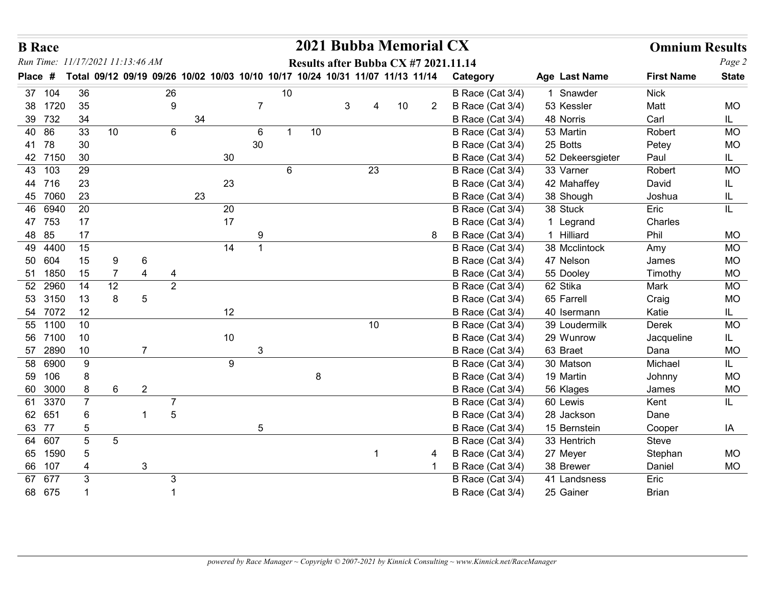# B Race

# 2021 Bubba Memorial CX

## Omnium Results

*Run Time: 11/17/2021 11:13:46 AM*

**Results after Bubba CX #7 2021.11.14**

| Place | # | Total | 09/12 | 09/19 | 09/26 | 10/02 | 10/03 | 10/10 | 10/17 | 10/24 | 10/31 | 11/07 | 11/13 | 11/14 | Category | Age | Last Name | First Name | State |
|---|---|---|---|---|---|---|---|---|---|---|---|---|---|---|---|---|---|---|---|
| 37 | 104 | 36 | | | 26 | | | | 10 | | | | | | B Race (Cat 3/4) | 1 | Snawder | Nick | |
| 38 | 1720 | 35 | | | 9 | | | 7 | | | 3 | 4 | 10 | 2 | B Race (Cat 3/4) | 53 | Kessler | Matt | MO |
| 39 | 732 | 34 | | | | 34 | | | | | | | | | B Race (Cat 3/4) | 48 | Norris | Carl | IL |
| 40 | 86 | 33 | 10 | | 6 | | | 6 | 1 | 10 | | | | | B Race (Cat 3/4) | 53 | Martin | Robert | MO |
| 41 | 78 | 30 | | | | | | 30 | | | | | | | B Race (Cat 3/4) | 25 | Botts | Petey | MO |
| 42 | 7150 | 30 | | | | | 30 | | | | | | | | B Race (Cat 3/4) | 52 | Dekeersgieter | Paul | IL |
| 43 | 103 | 29 | | | | | | | 6 | | | 23 | | | B Race (Cat 3/4) | 33 | Varner | Robert | MO |
| 44 | 716 | 23 | | | | | 23 | | | | | | | | B Race (Cat 3/4) | 42 | Mahaffey | David | IL |
| 45 | 7060 | 23 | | | | 23 | | | | | | | | | B Race (Cat 3/4) | 38 | Shough | Joshua | IL |
| 46 | 6940 | 20 | | | | | 20 | | | | | | | | B Race (Cat 3/4) | 38 | Stuck | Eric | IL |
| 47 | 753 | 17 | | | | | 17 | | | | | | | | B Race (Cat 3/4) | 1 | Legrand | Charles | |
| 48 | 85 | 17 | | | | | | 9 | | | | | | 8 | B Race (Cat 3/4) | 1 | Hilliard | Phil | MO |
| 49 | 4400 | 15 | | | | | 14 | 1 | | | | | | | B Race (Cat 3/4) | 38 | Mcclintock | Amy | MO |
| 50 | 604 | 15 | 9 | 6 | | | | | | | | | | | B Race (Cat 3/4) | 47 | Nelson | James | MO |
| 51 | 1850 | 15 | 7 | 4 | 4 | | | | | | | | | | B Race (Cat 3/4) | 55 | Dooley | Timothy | MO |
| 52 | 2960 | 14 | 12 | | 2 | | | | | | | | | | B Race (Cat 3/4) | 62 | Stika | Mark | MO |
| 53 | 3150 | 13 | 8 | 5 | | | | | | | | | | | B Race (Cat 3/4) | 65 | Farrell | Craig | MO |
| 54 | 7072 | 12 | | | | | 12 | | | | | | | | B Race (Cat 3/4) | 40 | Isermann | Katie | IL |
| 55 | 1100 | 10 | | | | | | | | | | 10 | | | B Race (Cat 3/4) | 39 | Loudermilk | Derek | MO |
| 56 | 7100 | 10 | | | | | 10 | | | | | | | | B Race (Cat 3/4) | 29 | Wunrow | Jacqueline | IL |
| 57 | 2890 | 10 | | 7 | | | | 3 | | | | | | | B Race (Cat 3/4) | 63 | Braet | Dana | MO |
| 58 | 6900 | 9 | | | | | 9 | | | | | | | | B Race (Cat 3/4) | 30 | Matson | Michael | IL |
| 59 | 106 | 8 | | | | | | | | 8 | | | | | B Race (Cat 3/4) | 19 | Martin | Johnny | MO |
| 60 | 3000 | 8 | 6 | 2 | | | | | | | | | | | B Race (Cat 3/4) | 56 | Klages | James | MO |
| 61 | 3370 | 7 | | | 7 | | | | | | | | | | B Race (Cat 3/4) | 60 | Lewis | Kent | IL |
| 62 | 651 | 6 | | 1 | 5 | | | | | | | | | | B Race (Cat 3/4) | 28 | Jackson | Dane | |
| 63 | 77 | 5 | | | | | | 5 | | | | | | | B Race (Cat 3/4) | 15 | Bernstein | Cooper | IA |
| 64 | 607 | 5 | 5 | | | | | | | | | | | | B Race (Cat 3/4) | 33 | Hentrich | Steve | |
| 65 | 1590 | 5 | | | | | | | | | | 1 | | 4 | B Race (Cat 3/4) | 27 | Meyer | Stephan | MO |
| 66 | 107 | 4 | | 3 | | | | | | | | | | 1 | B Race (Cat 3/4) | 38 | Brewer | Daniel | MO |
| 67 | 677 | 3 | | | 3 | | | | | | | | | | B Race (Cat 3/4) | 41 | Landsness | Eric | |
| 68 | 675 | 1 | | | 1 | | | | | | | | | | B Race (Cat 3/4) | 25 | Gainer | Brian | |

*powered by Race Manager ~ Copyright © 2007-2021 by Kinnick Consulting ~ www.Kinnick.net/RaceManager*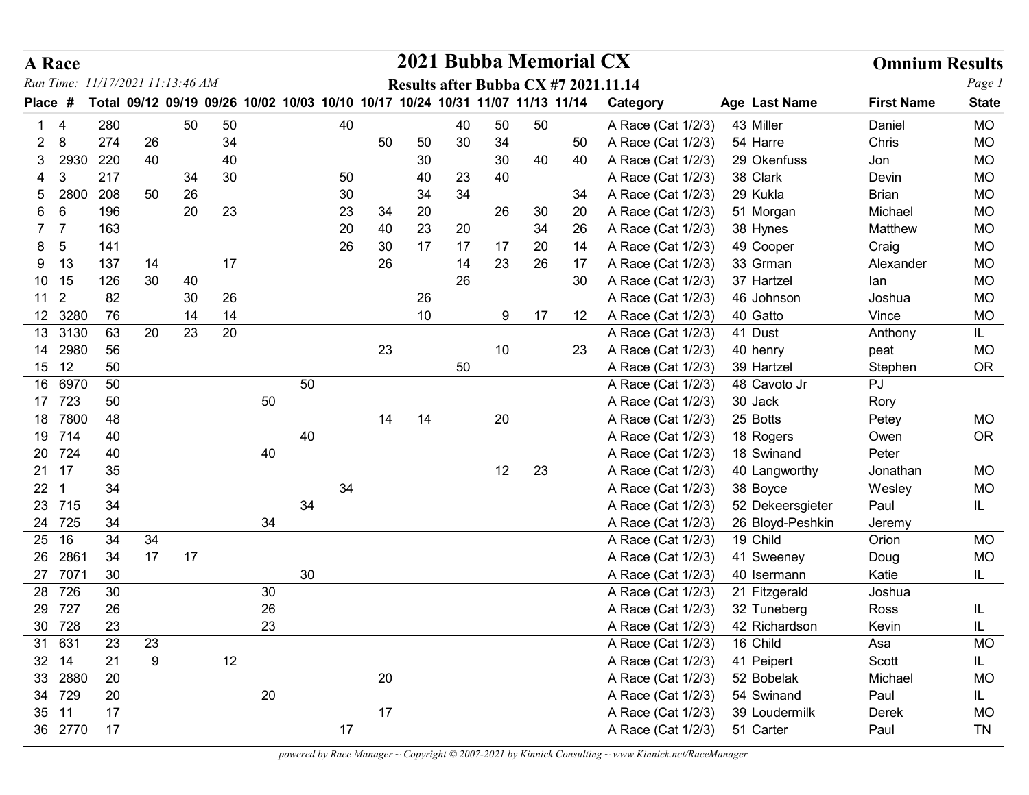**A Race** | **2021 Bubba Memorial CX** | **Omnium Results**

*Run Time: 11/17/2021 11:13:46 AM*

**Results after Bubba CX #7 2021.11.14**

| Place | # | Total | 09/12 | 09/19 | 09/26 | 10/02 | 10/03 | 10/10 | 10/17 | 10/24 | 10/31 | 11/07 | 11/13 | 11/14 | Category | Age | Last Name | First Name | State |
|---|---|---|---|---|---|---|---|---|---|---|---|---|---|---|---|---|---|---|---|
| 1 | 4 | 280 | | 50 | 50 | | | 40 | | | 40 | 50 | 50 | | A Race (Cat 1/2/3) | 43 | Miller | Daniel | MO |
| 2 | 8 | 274 | 26 | | 34 | | | | 50 | 50 | 30 | 34 | | 50 | A Race (Cat 1/2/3) | 54 | Harre | Chris | MO |
| 3 | 2930 | 220 | 40 | | 40 | | | | | 30 | | 30 | 40 | 40 | A Race (Cat 1/2/3) | 29 | Okenfuss | Jon | MO |
| 4 | 3 | 217 | | 34 | 30 | | | 50 | | 40 | 23 | 40 | | | A Race (Cat 1/2/3) | 38 | Clark | Devin | MO |
| 5 | 2800 | 208 | 50 | 26 | | | | 30 | | 34 | 34 | | | 34 | A Race (Cat 1/2/3) | 29 | Kukla | Brian | MO |
| 6 | 6 | 196 | | 20 | 23 | | | 23 | 34 | 20 | | 26 | 30 | 20 | A Race (Cat 1/2/3) | 51 | Morgan | Michael | MO |
| 7 | 7 | 163 | | | | | | 20 | 40 | 23 | 20 | | 34 | 26 | A Race (Cat 1/2/3) | 38 | Hynes | Matthew | MO |
| 8 | 5 | 141 | | | | | | 26 | 30 | 17 | 17 | 17 | 20 | 14 | A Race (Cat 1/2/3) | 49 | Cooper | Craig | MO |
| 9 | 13 | 137 | 14 | | 17 | | | | 26 | | 14 | 23 | 26 | 17 | A Race (Cat 1/2/3) | 33 | Grman | Alexander | MO |
| 10 | 15 | 126 | 30 | 40 | | | | | | | 26 | | | 30 | A Race (Cat 1/2/3) | 37 | Hartzel | Ian | MO |
| 11 | 2 | 82 | | 30 | 26 | | | | | 26 | | | | | A Race (Cat 1/2/3) | 46 | Johnson | Joshua | MO |
| 12 | 3280 | 76 | | 14 | 14 | | | | | 10 | | 9 | 17 | 12 | A Race (Cat 1/2/3) | 40 | Gatto | Vince | MO |
| 13 | 3130 | 63 | 20 | 23 | 20 | | | | | | | | | | A Race (Cat 1/2/3) | 41 | Dust | Anthony | IL |
| 14 | 2980 | 56 | | | | | | | 23 | | | 10 | | 23 | A Race (Cat 1/2/3) | 40 | henry | peat | MO |
| 15 | 12 | 50 | | | | | | | | | 50 | | | | A Race (Cat 1/2/3) | 39 | Hartzel | Stephen | OR |
| 16 | 6970 | 50 | | | | | 50 | | | | | | | | A Race (Cat 1/2/3) | 48 | Cavoto Jr | PJ | |
| 17 | 723 | 50 | | | | 50 | | | | | | | | | A Race (Cat 1/2/3) | 30 | Jack | Rory | |
| 18 | 7800 | 48 | | | | | | | 14 | 14 | | 20 | | | A Race (Cat 1/2/3) | 25 | Botts | Petey | MO |
| 19 | 714 | 40 | | | | | 40 | | | | | | | | A Race (Cat 1/2/3) | 18 | Rogers | Owen | OR |
| 20 | 724 | 40 | | | | 40 | | | | | | | | | A Race (Cat 1/2/3) | 18 | Swinand | Peter | |
| 21 | 17 | 35 | | | | | | | | | | 12 | 23 | | A Race (Cat 1/2/3) | 40 | Langworthy | Jonathan | MO |
| 22 | 1 | 34 | | | | | | 34 | | | | | | | A Race (Cat 1/2/3) | 38 | Boyce | Wesley | MO |
| 23 | 715 | 34 | | | | | 34 | | | | | | | | A Race (Cat 1/2/3) | 52 | Dekeersgieter | Paul | IL |
| 24 | 725 | 34 | | | | 34 | | | | | | | | | A Race (Cat 1/2/3) | 26 | Bloyd-Peshkin | Jeremy | |
| 25 | 16 | 34 | 34 | | | | | | | | | | | | A Race (Cat 1/2/3) | 19 | Child | Orion | MO |
| 26 | 2861 | 34 | 17 | 17 | | | | | | | | | | | A Race (Cat 1/2/3) | 41 | Sweeney | Doug | MO |
| 27 | 7071 | 30 | | | | | 30 | | | | | | | | A Race (Cat 1/2/3) | 40 | Isermann | Katie | IL |
| 28 | 726 | 30 | | | | 30 | | | | | | | | | A Race (Cat 1/2/3) | 21 | Fitzgerald | Joshua | |
| 29 | 727 | 26 | | | | 26 | | | | | | | | | A Race (Cat 1/2/3) | 32 | Tuneberg | Ross | IL |
| 30 | 728 | 23 | | | | 23 | | | | | | | | | A Race (Cat 1/2/3) | 42 | Richardson | Kevin | IL |
| 31 | 631 | 23 | 23 | | | | | | | | | | | | A Race (Cat 1/2/3) | 16 | Child | Asa | MO |
| 32 | 14 | 21 | 9 | | 12 | | | | | | | | | | A Race (Cat 1/2/3) | 41 | Peipert | Scott | IL |
| 33 | 2880 | 20 | | | | | | | 20 | | | | | | A Race (Cat 1/2/3) | 52 | Bobelak | Michael | MO |
| 34 | 729 | 20 | | | | 20 | | | | | | | | | A Race (Cat 1/2/3) | 54 | Swinand | Paul | IL |
| 35 | 11 | 17 | | | | | | | 17 | | | | | | A Race (Cat 1/2/3) | 39 | Loudermilk | Derek | MO |
| 36 | 2770 | 17 | | | | | | 17 | | | | | | | A Race (Cat 1/2/3) | 51 | Carter | Paul | TN |

*powered by Race Manager ~ Copyright © 2007-2021 by Kinnick Consulting ~ www.Kinnick.net/RaceManager*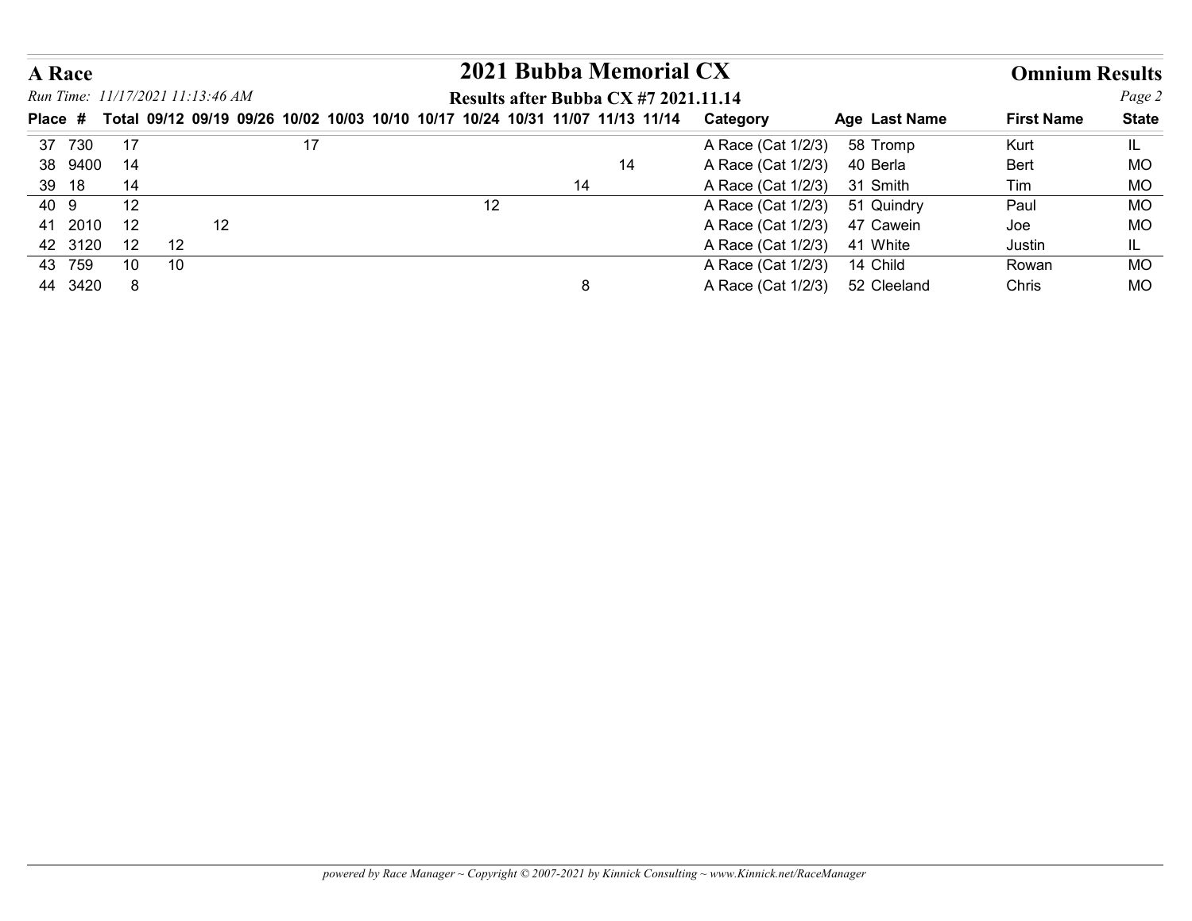# 2021 Bubba Memorial CX

**A Race**

**Omnium Results**

*Run Time: 11/17/2021 11:13:46 AM*

**Results after Bubba CX #7 2021.11.14**

| Place | # | Total | 09/12 | 09/19 | 09/26 | 10/02 | 10/03 | 10/10 | 10/17 | 10/24 | 10/31 | 11/07 | 11/13 | 11/14 | Category | Age | Last Name | First Name | State |
|---|---|---|---|---|---|---|---|---|---|---|---|---|---|---|---|---|---|---|---|
| 37 | 730 | 17 | | | | 17 | | | | | | | | | A Race (Cat 1/2/3) | 58 | Tromp | Kurt | IL |
| 38 | 9400 | 14 | | | | | | | | | | | 14 | | A Race (Cat 1/2/3) | 40 | Berla | Bert | MO |
| 39 | 18 | 14 | | | | | | | | | | 14 | | | A Race (Cat 1/2/3) | 31 | Smith | Tim | MO |
| 40 | 9 | 12 | | | | | | | | 12 | | | | | A Race (Cat 1/2/3) | 51 | Quindry | Paul | MO |
| 41 | 2010 | 12 | | 12 | | | | | | | | | | | A Race (Cat 1/2/3) | 47 | Cawein | Joe | MO |
| 42 | 3120 | 12 | 12 | | | | | | | | | | | | A Race (Cat 1/2/3) | 41 | White | Justin | IL |
| 43 | 759 | 10 | 10 | | | | | | | | | | | | A Race (Cat 1/2/3) | 14 | Child | Rowan | MO |
| 44 | 3420 | 8 | | | | | | | | | | 8 | | | A Race (Cat 1/2/3) | 52 | Cleeland | Chris | MO |